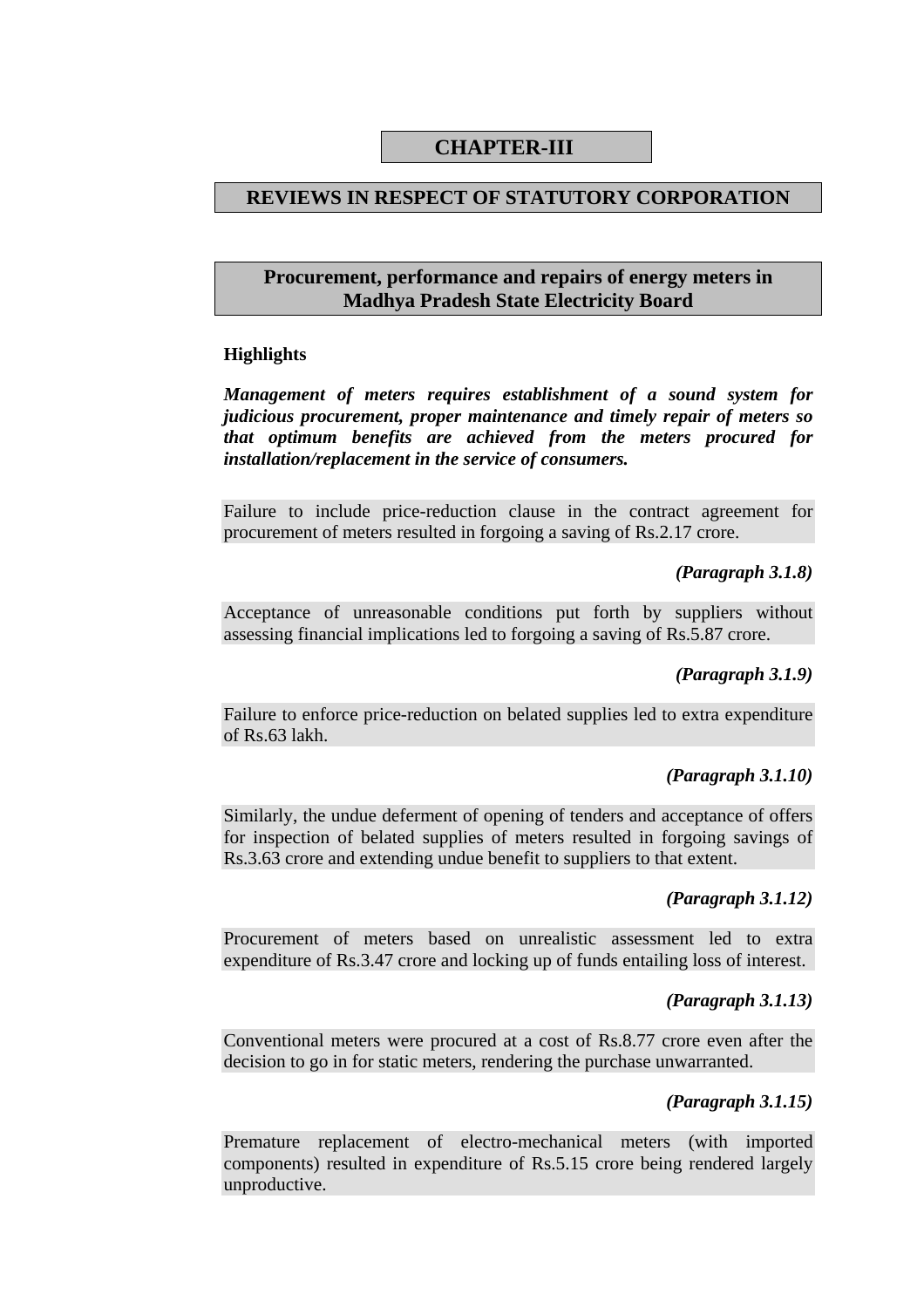# CHAPTER-III

## REVIEWS IN RESPECT OF STATUTORY CORPORATION

## Procurement, performance and repairs of energy meters in Madhya Pradesh State Electricity Board

### Highlights

***Management of meters requires establishment of a sound system for judicious procurement, proper maintenance and timely repair of meters so that optimum benefits are achieved from the meters procured for installation/replacement in the service of consumers.***

Failure to include price-reduction clause in the contract agreement for procurement of meters resulted in forgoing a saving of Rs.2.17 crore.

***(Paragraph 3.1.8)***

Acceptance of unreasonable conditions put forth by suppliers without assessing financial implications led to forgoing a saving of Rs.5.87 crore.

***(Paragraph 3.1.9)***

Failure to enforce price-reduction on belated supplies led to extra expenditure of Rs.63 lakh.

***(Paragraph 3.1.10)***

Similarly, the undue deferment of opening of tenders and acceptance of offers for inspection of belated supplies of meters resulted in forgoing savings of Rs.3.63 crore and extending undue benefit to suppliers to that extent.

***(Paragraph 3.1.12)***

Procurement of meters based on unrealistic assessment led to extra expenditure of Rs.3.47 crore and locking up of funds entailing loss of interest.

***(Paragraph 3.1.13)***

Conventional meters were procured at a cost of Rs.8.77 crore even after the decision to go in for static meters, rendering the purchase unwarranted.

***(Paragraph 3.1.15)***

Premature replacement of electro-mechanical meters (with imported components) resulted in expenditure of Rs.5.15 crore being rendered largely unproductive.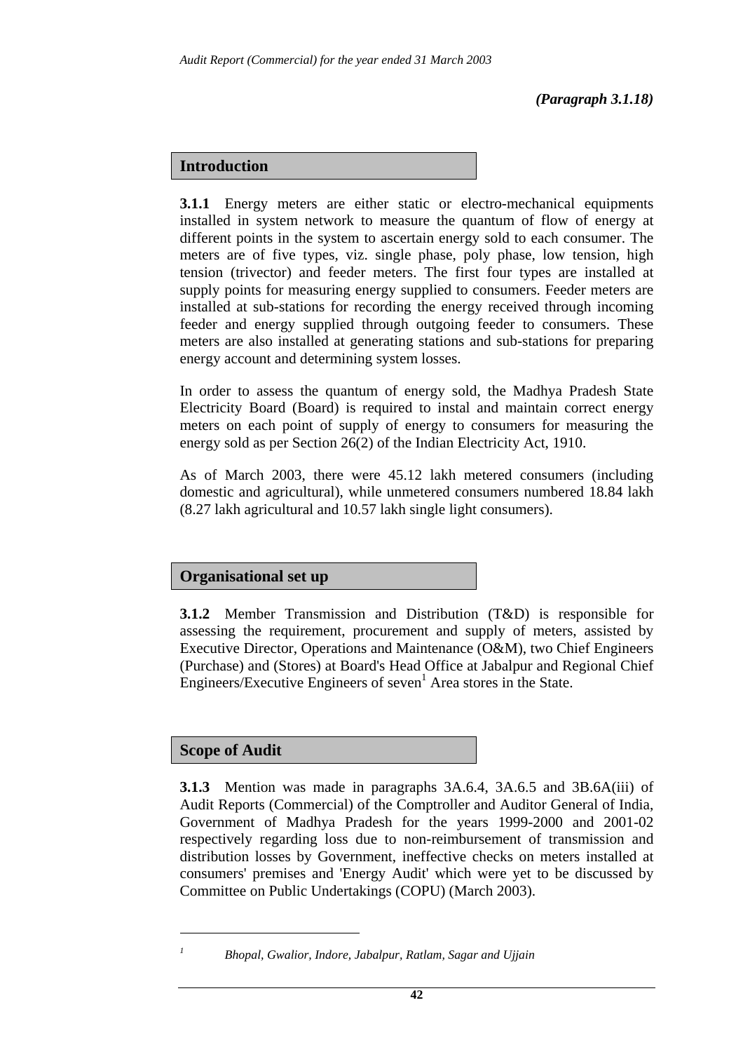*(Paragraph 3.1.18)*

## Introduction

**3.1.1** Energy meters are either static or electro-mechanical equipments installed in system network to measure the quantum of flow of energy at different points in the system to ascertain energy sold to each consumer. The meters are of five types, viz. single phase, poly phase, low tension, high tension (trivector) and feeder meters. The first four types are installed at supply points for measuring energy supplied to consumers. Feeder meters are installed at sub-stations for recording the energy received through incoming feeder and energy supplied through outgoing feeder to consumers. These meters are also installed at generating stations and sub-stations for preparing energy account and determining system losses.

In order to assess the quantum of energy sold, the Madhya Pradesh State Electricity Board (Board) is required to instal and maintain correct energy meters on each point of supply of energy to consumers for measuring the energy sold as per Section 26(2) of the Indian Electricity Act, 1910.

As of March 2003, there were 45.12 lakh metered consumers (including domestic and agricultural), while unmetered consumers numbered 18.84 lakh (8.27 lakh agricultural and 10.57 lakh single light consumers).

## Organisational set up

**3.1.2** Member Transmission and Distribution (T&D) is responsible for assessing the requirement, procurement and supply of meters, assisted by Executive Director, Operations and Maintenance (O&M), two Chief Engineers (Purchase) and (Stores) at Board's Head Office at Jabalpur and Regional Chief Engineers/Executive Engineers of seven[1] Area stores in the State.

## Scope of Audit

**3.1.3** Mention was made in paragraphs 3A.6.4, 3A.6.5 and 3B.6A(iii) of Audit Reports (Commercial) of the Comptroller and Auditor General of India, Government of Madhya Pradesh for the years 1999-2000 and 2001-02 respectively regarding loss due to non-reimbursement of transmission and distribution losses by Government, ineffective checks on meters installed at consumers' premises and 'Energy Audit' which were yet to be discussed by Committee on Public Undertakings (COPU) (March 2003).

---

[1] *Bhopal, Gwalior, Indore, Jabalpur, Ratlam, Sagar and Ujjain*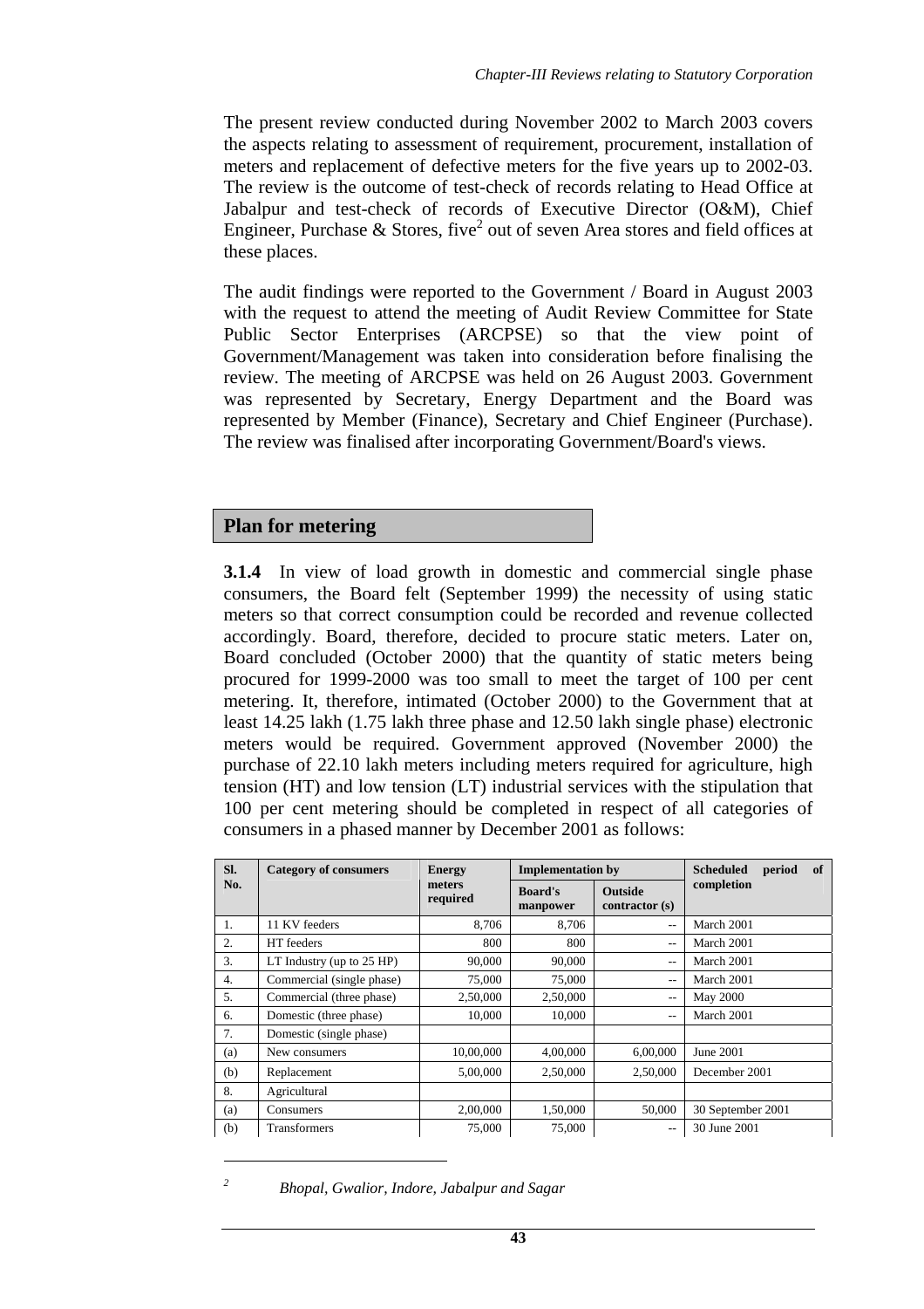The present review conducted during November 2002 to March 2003 covers the aspects relating to assessment of requirement, procurement, installation of meters and replacement of defective meters for the five years up to 2002-03. The review is the outcome of test-check of records relating to Head Office at Jabalpur and test-check of records of Executive Director (O&M), Chief Engineer, Purchase & Stores, five[2] out of seven Area stores and field offices at these places.

The audit findings were reported to the Government / Board in August 2003 with the request to attend the meeting of Audit Review Committee for State Public Sector Enterprises (ARCPSE) so that the view point of Government/Management was taken into consideration before finalising the review. The meeting of ARCPSE was held on 26 August 2003. Government was represented by Secretary, Energy Department and the Board was represented by Member (Finance), Secretary and Chief Engineer (Purchase). The review was finalised after incorporating Government/Board's views.

## Plan for metering

**3.1.4** In view of load growth in domestic and commercial single phase consumers, the Board felt (September 1999) the necessity of using static meters so that correct consumption could be recorded and revenue collected accordingly. Board, therefore, decided to procure static meters. Later on, Board concluded (October 2000) that the quantity of static meters being procured for 1999-2000 was too small to meet the target of 100 per cent metering. It, therefore, intimated (October 2000) to the Government that at least 14.25 lakh (1.75 lakh three phase and 12.50 lakh single phase) electronic meters would be required. Government approved (November 2000) the purchase of 22.10 lakh meters including meters required for agriculture, high tension (HT) and low tension (LT) industrial services with the stipulation that 100 per cent metering should be completed in respect of all categories of consumers in a phased manner by December 2001 as follows:

| Sl. No. | Category of consumers | Energy meters required | Implementation by | | Scheduled period of completion |
|---|---|---|---|---|---|
| | | | Board's manpower | Outside contractor (s) | |
| 1. | 11 KV feeders | 8,706 | 8,706 | -- | March 2001 |
| 2. | HT feeders | 800 | 800 | -- | March 2001 |
| 3. | LT Industry (up to 25 HP) | 90,000 | 90,000 | -- | March 2001 |
| 4. | Commercial (single phase) | 75,000 | 75,000 | -- | March 2001 |
| 5. | Commercial (three phase) | 2,50,000 | 2,50,000 | -- | May 2000 |
| 6. | Domestic (three phase) | 10,000 | 10,000 | -- | March 2001 |
| 7. | Domestic (single phase) | | | | |
| (a) | New consumers | 10,00,000 | 4,00,000 | 6,00,000 | June 2001 |
| (b) | Replacement | 5,00,000 | 2,50,000 | 2,50,000 | December 2001 |
| 8. | Agricultural | | | | |
| (a) | Consumers | 2,00,000 | 1,50,000 | 50,000 | 30 September 2001 |
| (b) | Transformers | 75,000 | 75,000 | -- | 30 June 2001 |

[2] *Bhopal, Gwalior, Indore, Jabalpur and Sagar*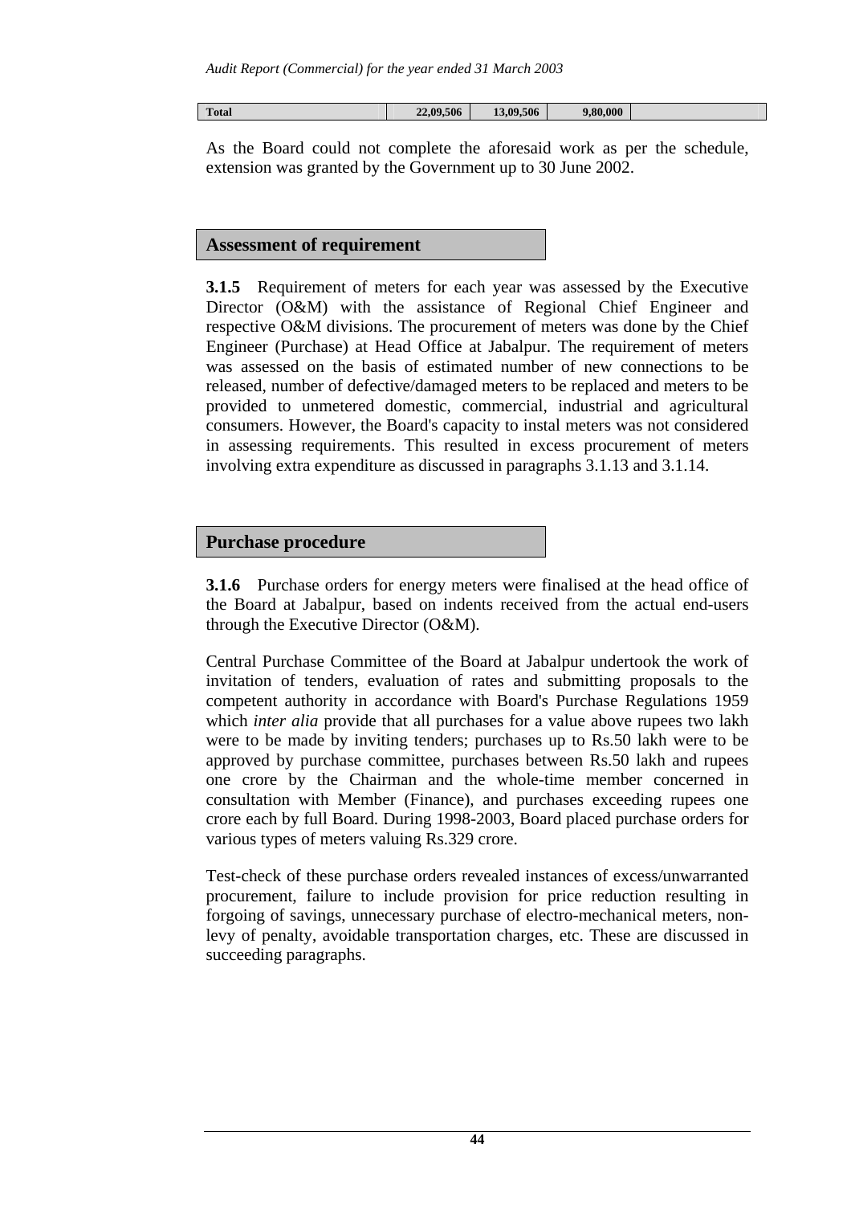| Total | 22,09,506 | 13,09,506 | 9,80,000 | |
|---|---|---|---|---|

As the Board could not complete the aforesaid work as per the schedule, extension was granted by the Government up to 30 June 2002.

## Assessment of requirement

**3.1.5** Requirement of meters for each year was assessed by the Executive Director (O&M) with the assistance of Regional Chief Engineer and respective O&M divisions. The procurement of meters was done by the Chief Engineer (Purchase) at Head Office at Jabalpur. The requirement of meters was assessed on the basis of estimated number of new connections to be released, number of defective/damaged meters to be replaced and meters to be provided to unmetered domestic, commercial, industrial and agricultural consumers. However, the Board's capacity to instal meters was not considered in assessing requirements. This resulted in excess procurement of meters involving extra expenditure as discussed in paragraphs 3.1.13 and 3.1.14.

## Purchase procedure

**3.1.6** Purchase orders for energy meters were finalised at the head office of the Board at Jabalpur, based on indents received from the actual end-users through the Executive Director (O&M).

Central Purchase Committee of the Board at Jabalpur undertook the work of invitation of tenders, evaluation of rates and submitting proposals to the competent authority in accordance with Board's Purchase Regulations 1959 which *inter alia* provide that all purchases for a value above rupees two lakh were to be made by inviting tenders; purchases up to Rs.50 lakh were to be approved by purchase committee, purchases between Rs.50 lakh and rupees one crore by the Chairman and the whole-time member concerned in consultation with Member (Finance), and purchases exceeding rupees one crore each by full Board. During 1998-2003, Board placed purchase orders for various types of meters valuing Rs.329 crore.

Test-check of these purchase orders revealed instances of excess/unwarranted procurement, failure to include provision for price reduction resulting in forgoing of savings, unnecessary purchase of electro-mechanical meters, non-levy of penalty, avoidable transportation charges, etc. These are discussed in succeeding paragraphs.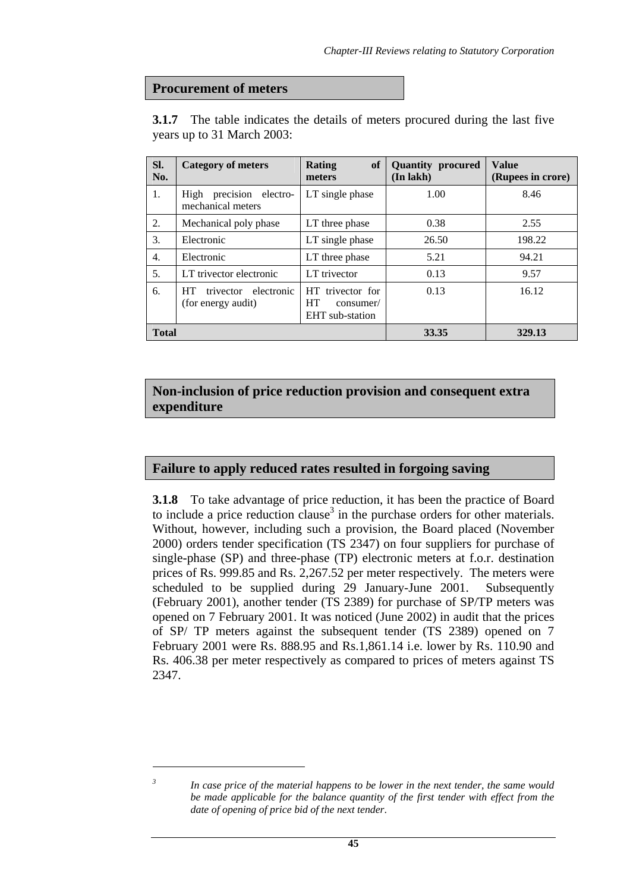## Procurement of meters

**3.1.7** The table indicates the details of meters procured during the last five years up to 31 March 2003:

| Sl. No. | Category of meters | Rating of meters | Quantity procured (In lakh) | Value (Rupees in crore) |
|---|---|---|---|---|
| 1. | High precision electro-mechanical meters | LT single phase | 1.00 | 8.46 |
| 2. | Mechanical poly phase | LT three phase | 0.38 | 2.55 |
| 3. | Electronic | LT single phase | 26.50 | 198.22 |
| 4. | Electronic | LT three phase | 5.21 | 94.21 |
| 5. | LT trivector electronic | LT trivector | 0.13 | 9.57 |
| 6. | HT trivector electronic (for energy audit) | HT trivector for HT consumer/ EHT sub-station | 0.13 | 16.12 |
| **Total** | | | **33.35** | **329.13** |

## Non-inclusion of price reduction provision and consequent extra expenditure

## Failure to apply reduced rates resulted in forgoing saving

**3.1.8** To take advantage of price reduction, it has been the practice of Board to include a price reduction clause[3] in the purchase orders for other materials. Without, however, including such a provision, the Board placed (November 2000) orders tender specification (TS 2347) on four suppliers for purchase of single-phase (SP) and three-phase (TP) electronic meters at f.o.r. destination prices of Rs. 999.85 and Rs. 2,267.52 per meter respectively. The meters were scheduled to be supplied during 29 January-June 2001. Subsequently (February 2001), another tender (TS 2389) for purchase of SP/TP meters was opened on 7 February 2001. It was noticed (June 2002) in audit that the prices of SP/ TP meters against the subsequent tender (TS 2389) opened on 7 February 2001 were Rs. 888.95 and Rs.1,861.14 i.e. lower by Rs. 110.90 and Rs. 406.38 per meter respectively as compared to prices of meters against TS 2347.

[3] *In case price of the material happens to be lower in the next tender, the same would be made applicable for the balance quantity of the first tender with effect from the date of opening of price bid of the next tender.*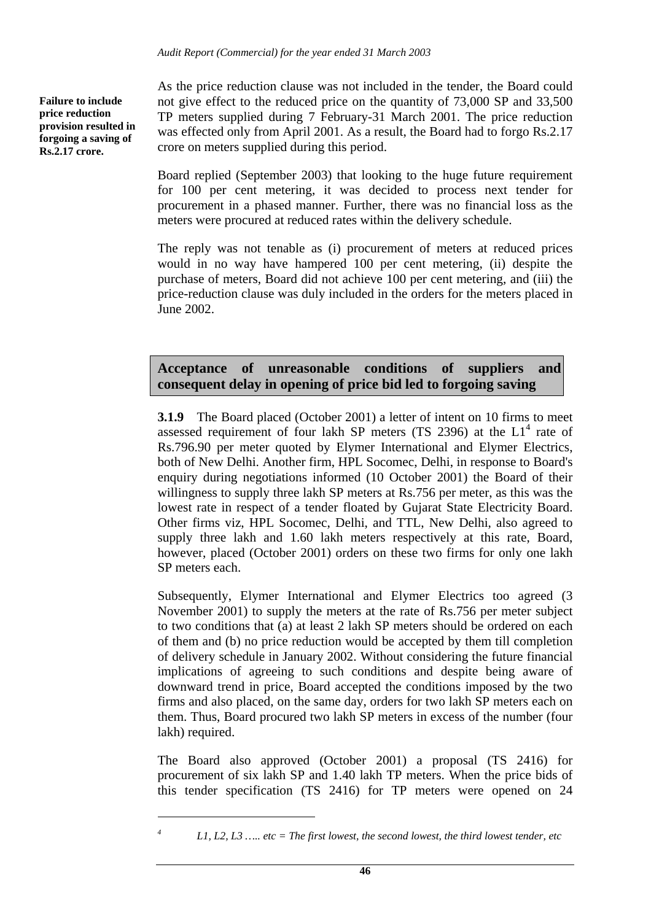**Failure to include price reduction provision resulted in forgoing a saving of Rs.2.17 crore.**

As the price reduction clause was not included in the tender, the Board could not give effect to the reduced price on the quantity of 73,000 SP and 33,500 TP meters supplied during 7 February-31 March 2001. The price reduction was effected only from April 2001. As a result, the Board had to forgo Rs.2.17 crore on meters supplied during this period.

Board replied (September 2003) that looking to the huge future requirement for 100 per cent metering, it was decided to process next tender for procurement in a phased manner. Further, there was no financial loss as the meters were procured at reduced rates within the delivery schedule.

The reply was not tenable as (i) procurement of meters at reduced prices would in no way have hampered 100 per cent metering, (ii) despite the purchase of meters, Board did not achieve 100 per cent metering, and (iii) the price-reduction clause was duly included in the orders for the meters placed in June 2002.

### Acceptance of unreasonable conditions of suppliers and consequent delay in opening of price bid led to forgoing saving

**3.1.9** The Board placed (October 2001) a letter of intent on 10 firms to meet assessed requirement of four lakh SP meters (TS 2396) at the L1[4] rate of Rs.796.90 per meter quoted by Elymer International and Elymer Electrics, both of New Delhi. Another firm, HPL Socomec, Delhi, in response to Board's enquiry during negotiations informed (10 October 2001) the Board of their willingness to supply three lakh SP meters at Rs.756 per meter, as this was the lowest rate in respect of a tender floated by Gujarat State Electricity Board. Other firms viz, HPL Socomec, Delhi, and TTL, New Delhi, also agreed to supply three lakh and 1.60 lakh meters respectively at this rate, Board, however, placed (October 2001) orders on these two firms for only one lakh SP meters each.

Subsequently, Elymer International and Elymer Electrics too agreed (3 November 2001) to supply the meters at the rate of Rs.756 per meter subject to two conditions that (a) at least 2 lakh SP meters should be ordered on each of them and (b) no price reduction would be accepted by them till completion of delivery schedule in January 2002. Without considering the future financial implications of agreeing to such conditions and despite being aware of downward trend in price, Board accepted the conditions imposed by the two firms and also placed, on the same day, orders for two lakh SP meters each on them. Thus, Board procured two lakh SP meters in excess of the number (four lakh) required.

The Board also approved (October 2001) a proposal (TS 2416) for procurement of six lakh SP and 1.40 lakh TP meters. When the price bids of this tender specification (TS 2416) for TP meters were opened on 24

---

[4] *L1, L2, L3 ….. etc = The first lowest, the second lowest, the third lowest tender, etc*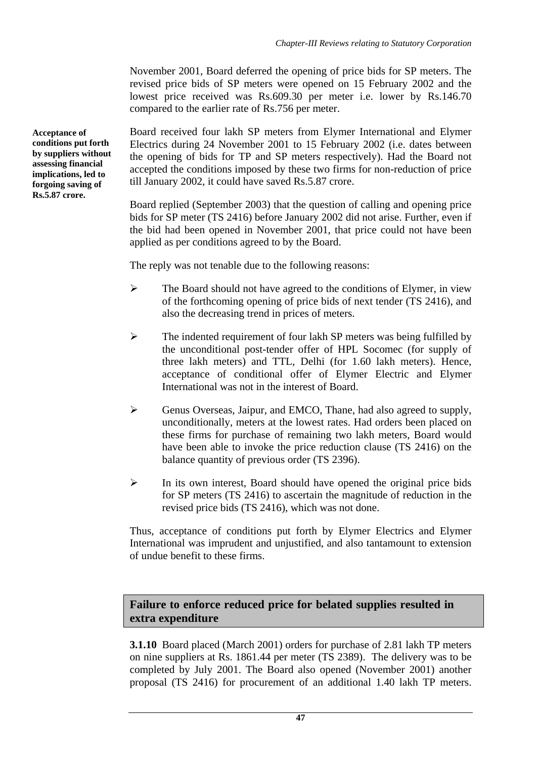November 2001, Board deferred the opening of price bids for SP meters. The revised price bids of SP meters were opened on 15 February 2002 and the lowest price received was Rs.609.30 per meter i.e. lower by Rs.146.70 compared to the earlier rate of Rs.756 per meter.

**Acceptance of conditions put forth by suppliers without assessing financial implications, led to forgoing saving of Rs.5.87 crore.**

Board received four lakh SP meters from Elymer International and Elymer Electrics during 24 November 2001 to 15 February 2002 (i.e. dates between the opening of bids for TP and SP meters respectively). Had the Board not accepted the conditions imposed by these two firms for non-reduction of price till January 2002, it could have saved Rs.5.87 crore.

Board replied (September 2003) that the question of calling and opening price bids for SP meter (TS 2416) before January 2002 did not arise. Further, even if the bid had been opened in November 2001, that price could not have been applied as per conditions agreed to by the Board.

The reply was not tenable due to the following reasons:

- The Board should not have agreed to the conditions of Elymer, in view of the forthcoming opening of price bids of next tender (TS 2416), and also the decreasing trend in prices of meters.
- The indented requirement of four lakh SP meters was being fulfilled by the unconditional post-tender offer of HPL Socomec (for supply of three lakh meters) and TTL, Delhi (for 1.60 lakh meters). Hence, acceptance of conditional offer of Elymer Electric and Elymer International was not in the interest of Board.
- Genus Overseas, Jaipur, and EMCO, Thane, had also agreed to supply, unconditionally, meters at the lowest rates. Had orders been placed on these firms for purchase of remaining two lakh meters, Board would have been able to invoke the price reduction clause (TS 2416) on the balance quantity of previous order (TS 2396).
- In its own interest, Board should have opened the original price bids for SP meters (TS 2416) to ascertain the magnitude of reduction in the revised price bids (TS 2416), which was not done.

Thus, acceptance of conditions put forth by Elymer Electrics and Elymer International was imprudent and unjustified, and also tantamount to extension of undue benefit to these firms.

### Failure to enforce reduced price for belated supplies resulted in extra expenditure

**3.1.10** Board placed (March 2001) orders for purchase of 2.81 lakh TP meters on nine suppliers at Rs. 1861.44 per meter (TS 2389). The delivery was to be completed by July 2001. The Board also opened (November 2001) another proposal (TS 2416) for procurement of an additional 1.40 lakh TP meters.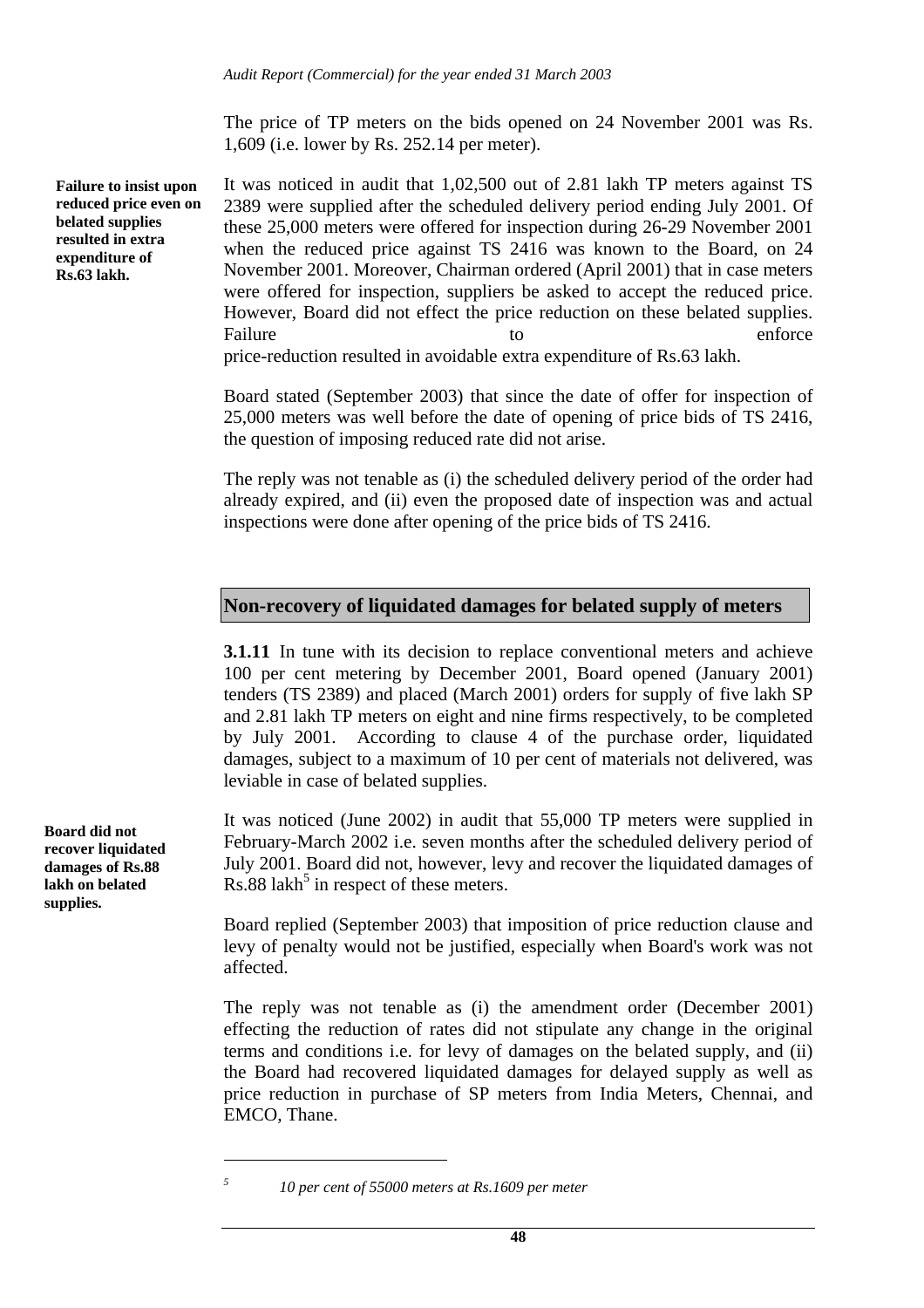The price of TP meters on the bids opened on 24 November 2001 was Rs. 1,609 (i.e. lower by Rs. 252.14 per meter).

**Failure to insist upon reduced price even on belated supplies resulted in extra expenditure of Rs.63 lakh.**

It was noticed in audit that 1,02,500 out of 2.81 lakh TP meters against TS 2389 were supplied after the scheduled delivery period ending July 2001. Of these 25,000 meters were offered for inspection during 26-29 November 2001 when the reduced price against TS 2416 was known to the Board, on 24 November 2001. Moreover, Chairman ordered (April 2001) that in case meters were offered for inspection, suppliers be asked to accept the reduced price. However, Board did not effect the price reduction on these belated supplies. Failure to enforce price-reduction resulted in avoidable extra expenditure of Rs.63 lakh.

Board stated (September 2003) that since the date of offer for inspection of 25,000 meters was well before the date of opening of price bids of TS 2416, the question of imposing reduced rate did not arise.

The reply was not tenable as (i) the scheduled delivery period of the order had already expired, and (ii) even the proposed date of inspection was and actual inspections were done after opening of the price bids of TS 2416.

## Non-recovery of liquidated damages for belated supply of meters

**3.1.11** In tune with its decision to replace conventional meters and achieve 100 per cent metering by December 2001, Board opened (January 2001) tenders (TS 2389) and placed (March 2001) orders for supply of five lakh SP and 2.81 lakh TP meters on eight and nine firms respectively, to be completed by July 2001. According to clause 4 of the purchase order, liquidated damages, subject to a maximum of 10 per cent of materials not delivered, was leviable in case of belated supplies.

**Board did not recover liquidated damages of Rs.88 lakh on belated supplies.**

It was noticed (June 2002) in audit that 55,000 TP meters were supplied in February-March 2002 i.e. seven months after the scheduled delivery period of July 2001. Board did not, however, levy and recover the liquidated damages of Rs.88 lakh[5] in respect of these meters.

Board replied (September 2003) that imposition of price reduction clause and levy of penalty would not be justified, especially when Board's work was not affected.

The reply was not tenable as (i) the amendment order (December 2001) effecting the reduction of rates did not stipulate any change in the original terms and conditions i.e. for levy of damages on the belated supply, and (ii) the Board had recovered liquidated damages for delayed supply as well as price reduction in purchase of SP meters from India Meters, Chennai, and EMCO, Thane.

---

[5] *10 per cent of 55000 meters at Rs.1609 per meter*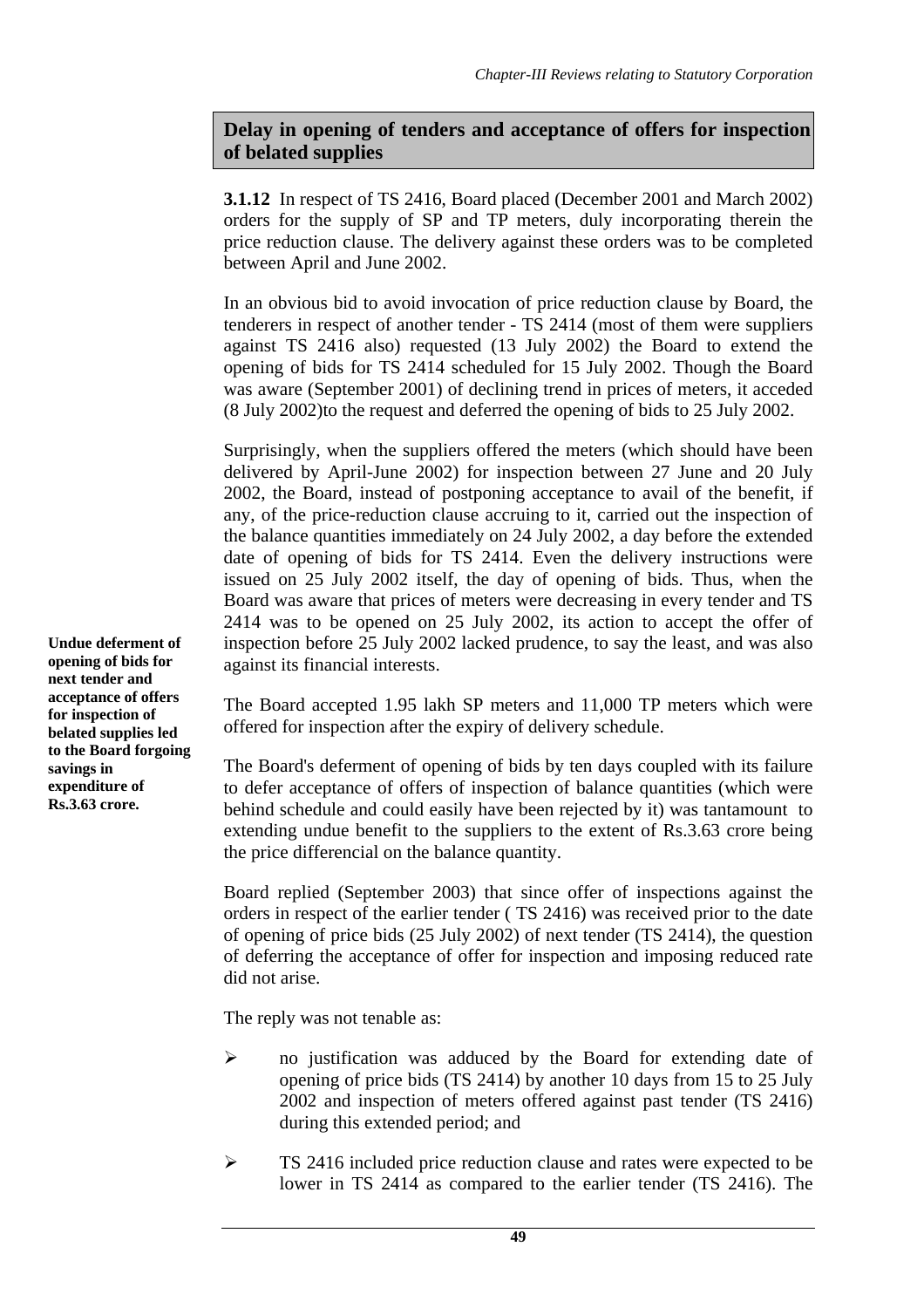## Delay in opening of tenders and acceptance of offers for inspection of belated supplies

**3.1.12** In respect of TS 2416, Board placed (December 2001 and March 2002) orders for the supply of SP and TP meters, duly incorporating therein the price reduction clause. The delivery against these orders was to be completed between April and June 2002.

In an obvious bid to avoid invocation of price reduction clause by Board, the tenderers in respect of another tender - TS 2414 (most of them were suppliers against TS 2416 also) requested (13 July 2002) the Board to extend the opening of bids for TS 2414 scheduled for 15 July 2002. Though the Board was aware (September 2001) of declining trend in prices of meters, it acceded (8 July 2002)to the request and deferred the opening of bids to 25 July 2002.

Surprisingly, when the suppliers offered the meters (which should have been delivered by April-June 2002) for inspection between 27 June and 20 July 2002, the Board, instead of postponing acceptance to avail of the benefit, if any, of the price-reduction clause accruing to it, carried out the inspection of the balance quantities immediately on 24 July 2002, a day before the extended date of opening of bids for TS 2414. Even the delivery instructions were issued on 25 July 2002 itself, the day of opening of bids. Thus, when the Board was aware that prices of meters were decreasing in every tender and TS 2414 was to be opened on 25 July 2002, its action to accept the offer of inspection before 25 July 2002 lacked prudence, to say the least, and was also against its financial interests.

**Undue deferment of opening of bids for next tender and acceptance of offers for inspection of belated supplies led to the Board forgoing savings in expenditure of Rs.3.63 crore.**

The Board accepted 1.95 lakh SP meters and 11,000 TP meters which were offered for inspection after the expiry of delivery schedule.

The Board's deferment of opening of bids by ten days coupled with its failure to defer acceptance of offers of inspection of balance quantities (which were behind schedule and could easily have been rejected by it) was tantamount to extending undue benefit to the suppliers to the extent of Rs.3.63 crore being the price differencial on the balance quantity.

Board replied (September 2003) that since offer of inspections against the orders in respect of the earlier tender ( TS 2416) was received prior to the date of opening of price bids (25 July 2002) of next tender (TS 2414), the question of deferring the acceptance of offer for inspection and imposing reduced rate did not arise.

The reply was not tenable as:

- no justification was adduced by the Board for extending date of opening of price bids (TS 2414) by another 10 days from 15 to 25 July 2002 and inspection of meters offered against past tender (TS 2416) during this extended period; and
- TS 2416 included price reduction clause and rates were expected to be lower in TS 2414 as compared to the earlier tender (TS 2416). The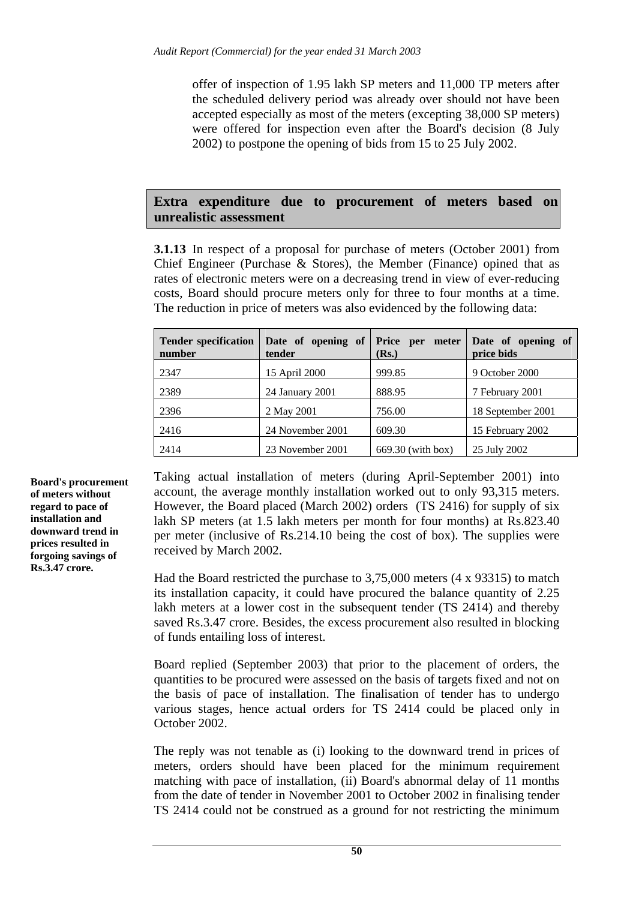offer of inspection of 1.95 lakh SP meters and 11,000 TP meters after the scheduled delivery period was already over should not have been accepted especially as most of the meters (excepting 38,000 SP meters) were offered for inspection even after the Board's decision (8 July 2002) to postpone the opening of bids from 15 to 25 July 2002.

## Extra expenditure due to procurement of meters based on unrealistic assessment

**3.1.13** In respect of a proposal for purchase of meters (October 2001) from Chief Engineer (Purchase & Stores), the Member (Finance) opined that as rates of electronic meters were on a decreasing trend in view of ever-reducing costs, Board should procure meters only for three to four months at a time. The reduction in price of meters was also evidenced by the following data:

| Tender specification number | Date of opening of tender | Price per meter (Rs.) | Date of opening of price bids |
|---|---|---|---|
| 2347 | 15 April 2000 | 999.85 | 9 October 2000 |
| 2389 | 24 January 2001 | 888.95 | 7 February 2001 |
| 2396 | 2 May 2001 | 756.00 | 18 September 2001 |
| 2416 | 24 November 2001 | 609.30 | 15 February 2002 |
| 2414 | 23 November 2001 | 669.30 (with box) | 25 July 2002 |

**Board's procurement of meters without regard to pace of installation and downward trend in prices resulted in forgoing savings of Rs.3.47 crore.**

Taking actual installation of meters (during April-September 2001) into account, the average monthly installation worked out to only 93,315 meters. However, the Board placed (March 2002) orders (TS 2416) for supply of six lakh SP meters (at 1.5 lakh meters per month for four months) at Rs.823.40 per meter (inclusive of Rs.214.10 being the cost of box). The supplies were received by March 2002.

Had the Board restricted the purchase to 3,75,000 meters (4 x 93315) to match its installation capacity, it could have procured the balance quantity of 2.25 lakh meters at a lower cost in the subsequent tender (TS 2414) and thereby saved Rs.3.47 crore. Besides, the excess procurement also resulted in blocking of funds entailing loss of interest.

Board replied (September 2003) that prior to the placement of orders, the quantities to be procured were assessed on the basis of targets fixed and not on the basis of pace of installation. The finalisation of tender has to undergo various stages, hence actual orders for TS 2414 could be placed only in October 2002.

The reply was not tenable as (i) looking to the downward trend in prices of meters, orders should have been placed for the minimum requirement matching with pace of installation, (ii) Board's abnormal delay of 11 months from the date of tender in November 2001 to October 2002 in finalising tender TS 2414 could not be construed as a ground for not restricting the minimum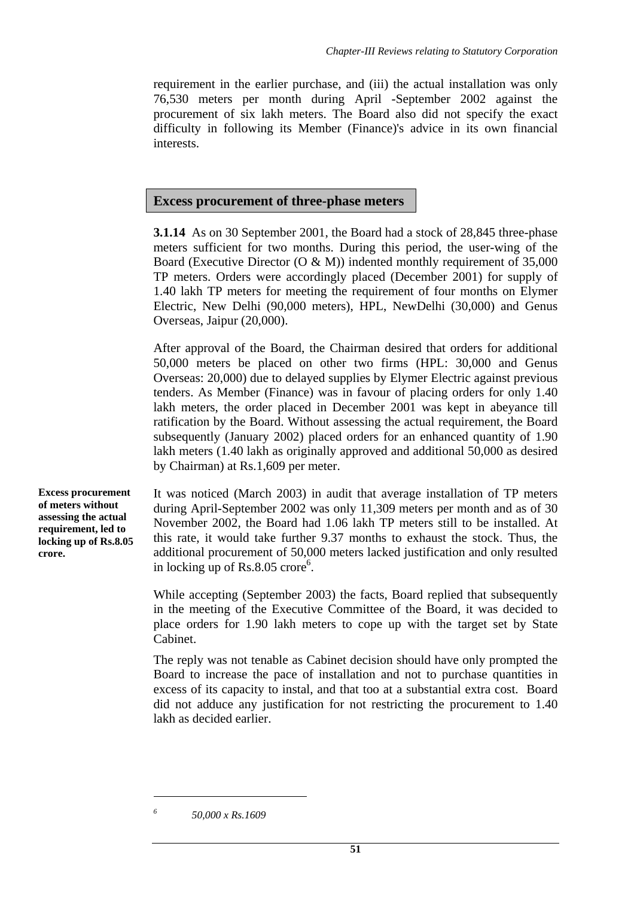requirement in the earlier purchase, and (iii) the actual installation was only 76,530 meters per month during April -September 2002 against the procurement of six lakh meters. The Board also did not specify the exact difficulty in following its Member (Finance)'s advice in its own financial interests.

## Excess procurement of three-phase meters

**3.1.14** As on 30 September 2001, the Board had a stock of 28,845 three-phase meters sufficient for two months. During this period, the user-wing of the Board (Executive Director (O & M)) indented monthly requirement of 35,000 TP meters. Orders were accordingly placed (December 2001) for supply of 1.40 lakh TP meters for meeting the requirement of four months on Elymer Electric, New Delhi (90,000 meters), HPL, NewDelhi (30,000) and Genus Overseas, Jaipur (20,000).

After approval of the Board, the Chairman desired that orders for additional 50,000 meters be placed on other two firms (HPL: 30,000 and Genus Overseas: 20,000) due to delayed supplies by Elymer Electric against previous tenders. As Member (Finance) was in favour of placing orders for only 1.40 lakh meters, the order placed in December 2001 was kept in abeyance till ratification by the Board. Without assessing the actual requirement, the Board subsequently (January 2002) placed orders for an enhanced quantity of 1.90 lakh meters (1.40 lakh as originally approved and additional 50,000 as desired by Chairman) at Rs.1,609 per meter.

**Excess procurement of meters without assessing the actual requirement, led to locking up of Rs.8.05 crore.**

It was noticed (March 2003) in audit that average installation of TP meters during April-September 2002 was only 11,309 meters per month and as of 30 November 2002, the Board had 1.06 lakh TP meters still to be installed. At this rate, it would take further 9.37 months to exhaust the stock. Thus, the additional procurement of 50,000 meters lacked justification and only resulted in locking up of Rs.8.05 crore[6].

While accepting (September 2003) the facts, Board replied that subsequently in the meeting of the Executive Committee of the Board, it was decided to place orders for 1.90 lakh meters to cope up with the target set by State Cabinet.

The reply was not tenable as Cabinet decision should have only prompted the Board to increase the pace of installation and not to purchase quantities in excess of its capacity to instal, and that too at a substantial extra cost. Board did not adduce any justification for not restricting the procurement to 1.40 lakh as decided earlier.

---

[6] *50,000 x Rs.1609*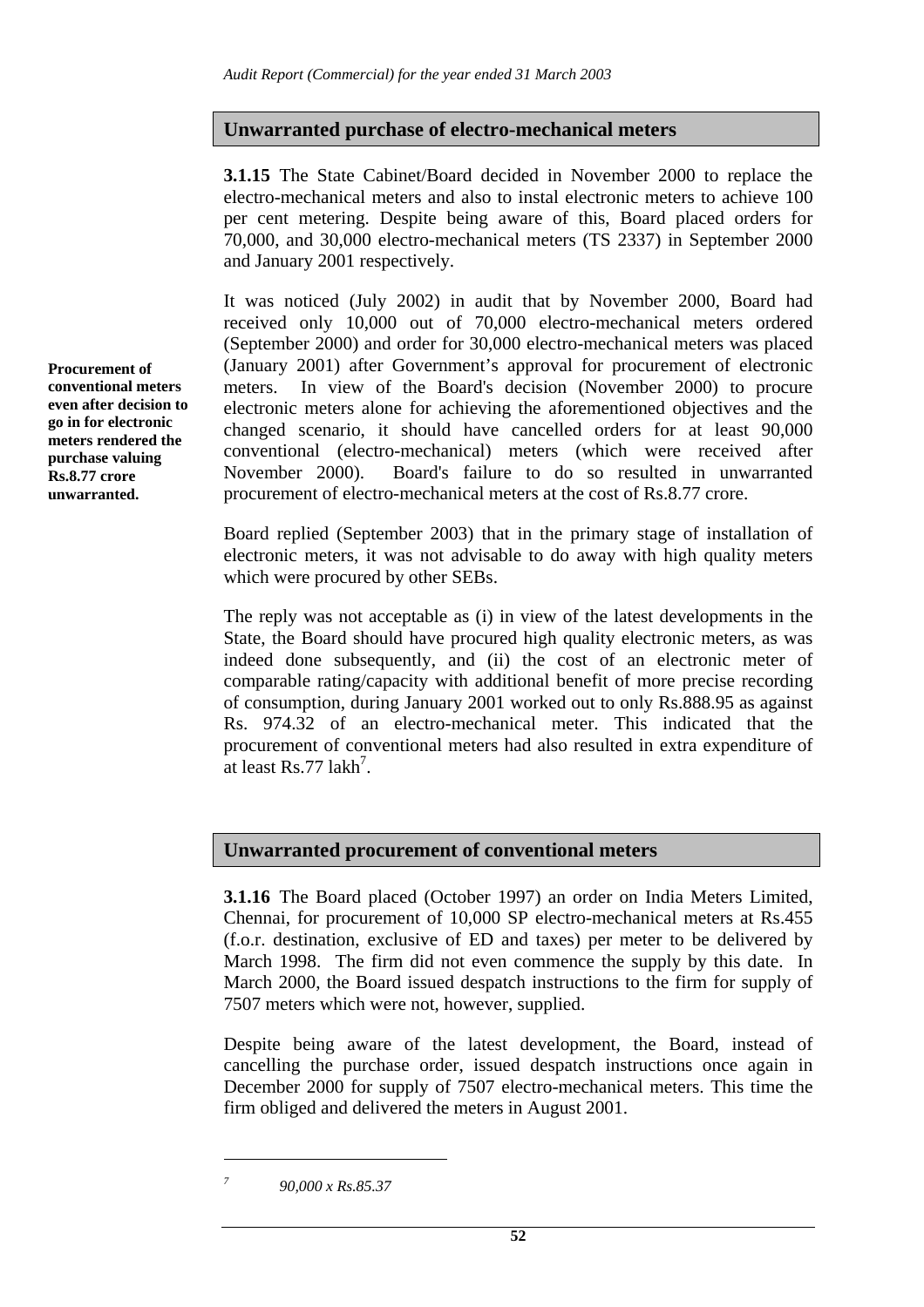## Unwarranted purchase of electro-mechanical meters

**3.1.15** The State Cabinet/Board decided in November 2000 to replace the electro-mechanical meters and also to instal electronic meters to achieve 100 per cent metering. Despite being aware of this, Board placed orders for 70,000, and 30,000 electro-mechanical meters (TS 2337) in September 2000 and January 2001 respectively.

**Procurement of conventional meters even after decision to go in for electronic meters rendered the purchase valuing Rs.8.77 crore unwarranted.**

It was noticed (July 2002) in audit that by November 2000, Board had received only 10,000 out of 70,000 electro-mechanical meters ordered (September 2000) and order for 30,000 electro-mechanical meters was placed (January 2001) after Government's approval for procurement of electronic meters. In view of the Board's decision (November 2000) to procure electronic meters alone for achieving the aforementioned objectives and the changed scenario, it should have cancelled orders for at least 90,000 conventional (electro-mechanical) meters (which were received after November 2000). Board's failure to do so resulted in unwarranted procurement of electro-mechanical meters at the cost of Rs.8.77 crore.

Board replied (September 2003) that in the primary stage of installation of electronic meters, it was not advisable to do away with high quality meters which were procured by other SEBs.

The reply was not acceptable as (i) in view of the latest developments in the State, the Board should have procured high quality electronic meters, as was indeed done subsequently, and (ii) the cost of an electronic meter of comparable rating/capacity with additional benefit of more precise recording of consumption, during January 2001 worked out to only Rs.888.95 as against Rs. 974.32 of an electro-mechanical meter. This indicated that the procurement of conventional meters had also resulted in extra expenditure of at least Rs.77 lakh[7].

## Unwarranted procurement of conventional meters

**3.1.16** The Board placed (October 1997) an order on India Meters Limited, Chennai, for procurement of 10,000 SP electro-mechanical meters at Rs.455 (f.o.r. destination, exclusive of ED and taxes) per meter to be delivered by March 1998. The firm did not even commence the supply by this date. In March 2000, the Board issued despatch instructions to the firm for supply of 7507 meters which were not, however, supplied.

Despite being aware of the latest development, the Board, instead of cancelling the purchase order, issued despatch instructions once again in December 2000 for supply of 7507 electro-mechanical meters. This time the firm obliged and delivered the meters in August 2001.

---

[7] *90,000 x Rs.85.37*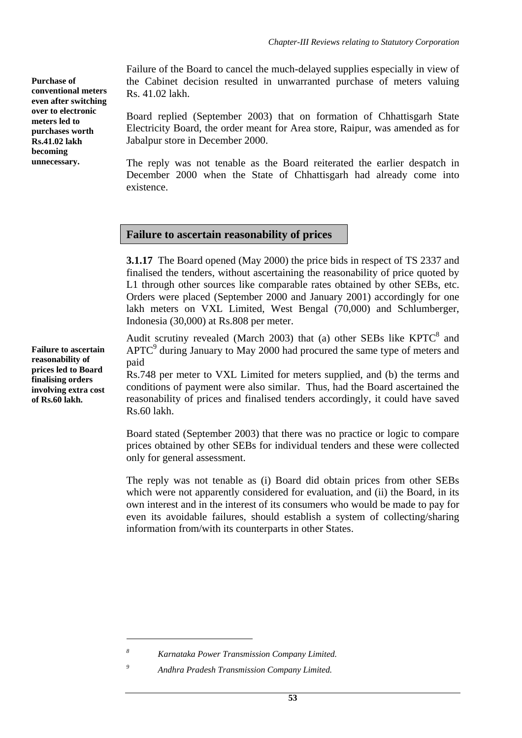**Purchase of conventional meters even after switching over to electronic meters led to purchases worth Rs.41.02 lakh becoming unnecessary.**

Failure of the Board to cancel the much-delayed supplies especially in view of the Cabinet decision resulted in unwarranted purchase of meters valuing Rs. 41.02 lakh.

Board replied (September 2003) that on formation of Chhattisgarh State Electricity Board, the order meant for Area store, Raipur, was amended as for Jabalpur store in December 2000.

The reply was not tenable as the Board reiterated the earlier despatch in December 2000 when the State of Chhattisgarh had already come into existence.

## Failure to ascertain reasonability of prices

**3.1.17** The Board opened (May 2000) the price bids in respect of TS 2337 and finalised the tenders, without ascertaining the reasonability of price quoted by L1 through other sources like comparable rates obtained by other SEBs, etc. Orders were placed (September 2000 and January 2001) accordingly for one lakh meters on VXL Limited, West Bengal (70,000) and Schlumberger, Indonesia (30,000) at Rs.808 per meter.

**Failure to ascertain reasonability of prices led to Board finalising orders involving extra cost of Rs.60 lakh.**

Audit scrutiny revealed (March 2003) that (a) other SEBs like KPTC[8] and APTC[9] during January to May 2000 had procured the same type of meters and paid Rs.748 per meter to VXL Limited for meters supplied, and (b) the terms and conditions of payment were also similar. Thus, had the Board ascertained the reasonability of prices and finalised tenders accordingly, it could have saved Rs.60 lakh.

Board stated (September 2003) that there was no practice or logic to compare prices obtained by other SEBs for individual tenders and these were collected only for general assessment.

The reply was not tenable as (i) Board did obtain prices from other SEBs which were not apparently considered for evaluation, and (ii) the Board, in its own interest and in the interest of its consumers who would be made to pay for even its avoidable failures, should establish a system of collecting/sharing information from/with its counterparts in other States.

---

[8] *Karnataka Power Transmission Company Limited.*

[9] *Andhra Pradesh Transmission Company Limited.*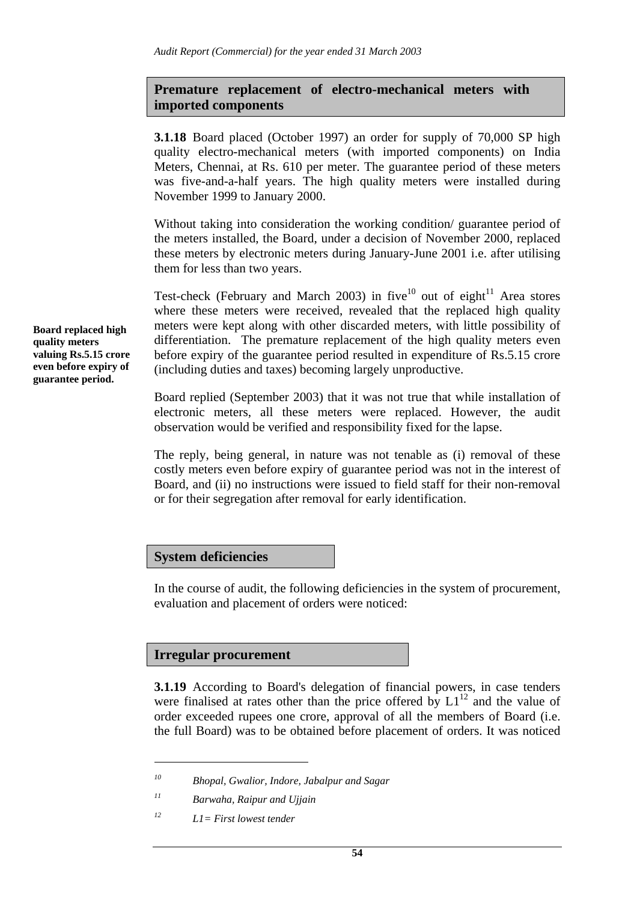## Premature replacement of electro-mechanical meters with imported components

**3.1.18** Board placed (October 1997) an order for supply of 70,000 SP high quality electro-mechanical meters (with imported components) on India Meters, Chennai, at Rs. 610 per meter. The guarantee period of these meters was five-and-a-half years. The high quality meters were installed during November 1999 to January 2000.

Without taking into consideration the working condition/ guarantee period of the meters installed, the Board, under a decision of November 2000, replaced these meters by electronic meters during January-June 2001 i.e. after utilising them for less than two years.

**Board replaced high quality meters valuing Rs.5.15 crore even before expiry of guarantee period.**

Test-check (February and March 2003) in five[10] out of eight[11] Area stores where these meters were received, revealed that the replaced high quality meters were kept along with other discarded meters, with little possibility of differentiation. The premature replacement of the high quality meters even before expiry of the guarantee period resulted in expenditure of Rs.5.15 crore (including duties and taxes) becoming largely unproductive.

Board replied (September 2003) that it was not true that while installation of electronic meters, all these meters were replaced. However, the audit observation would be verified and responsibility fixed for the lapse.

The reply, being general, in nature was not tenable as (i) removal of these costly meters even before expiry of guarantee period was not in the interest of Board, and (ii) no instructions were issued to field staff for their non-removal or for their segregation after removal for early identification.

## System deficiencies

In the course of audit, the following deficiencies in the system of procurement, evaluation and placement of orders were noticed:

## Irregular procurement

**3.1.19** According to Board's delegation of financial powers, in case tenders were finalised at rates other than the price offered by L1[12] and the value of order exceeded rupees one crore, approval of all the members of Board (i.e. the full Board) was to be obtained before placement of orders. It was noticed

---

[10] *Bhopal, Gwalior, Indore, Jabalpur and Sagar*

[11] *Barwaha, Raipur and Ujjain*

[12] *L1= First lowest tender*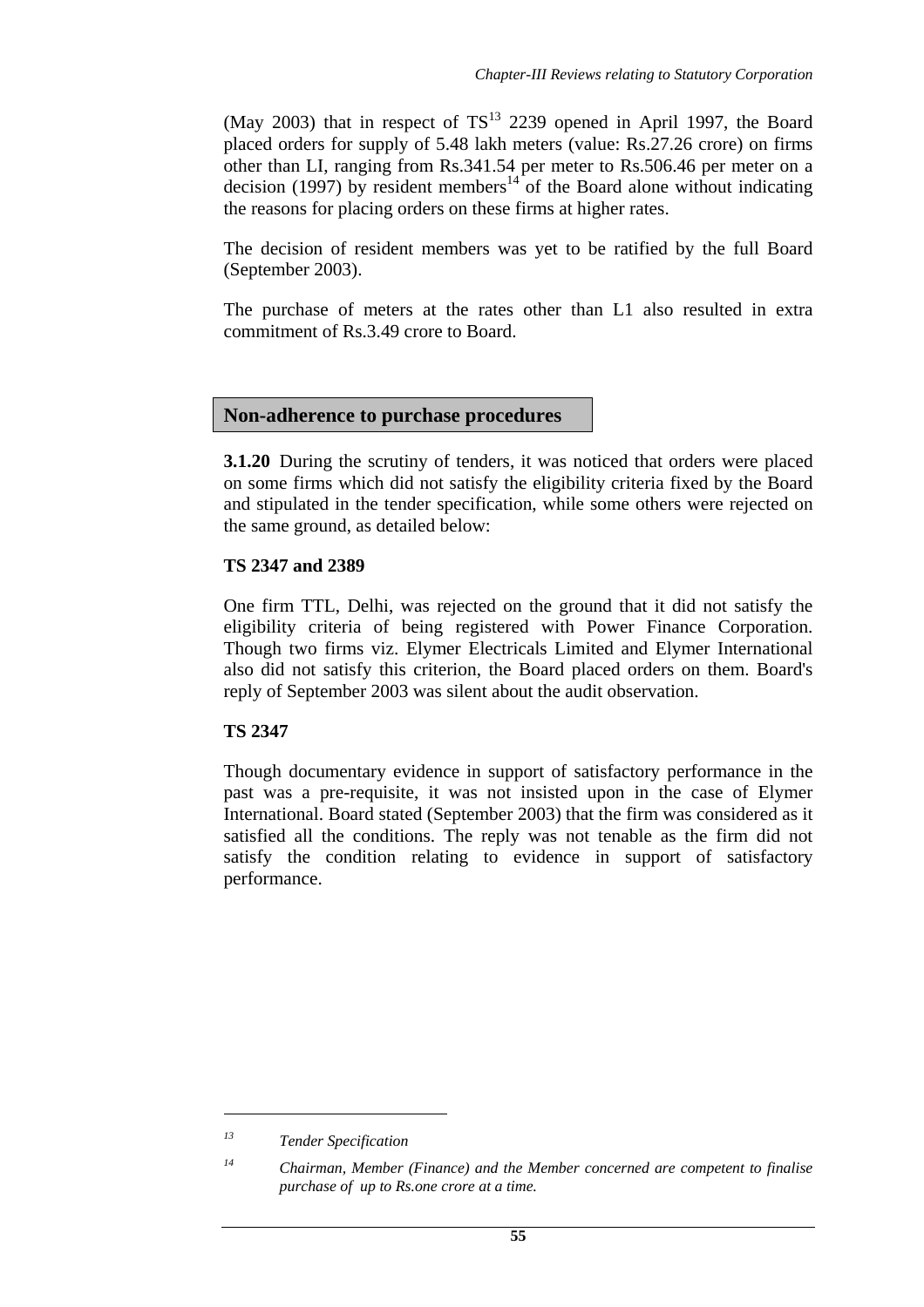(May 2003) that in respect of TS[13] 2239 opened in April 1997, the Board placed orders for supply of 5.48 lakh meters (value: Rs.27.26 crore) on firms other than LI, ranging from Rs.341.54 per meter to Rs.506.46 per meter on a decision (1997) by resident members[14] of the Board alone without indicating the reasons for placing orders on these firms at higher rates.

The decision of resident members was yet to be ratified by the full Board (September 2003).

The purchase of meters at the rates other than L1 also resulted in extra commitment of Rs.3.49 crore to Board.

## Non-adherence to purchase procedures

**3.1.20** During the scrutiny of tenders, it was noticed that orders were placed on some firms which did not satisfy the eligibility criteria fixed by the Board and stipulated in the tender specification, while some others were rejected on the same ground, as detailed below:

### TS 2347 and 2389

One firm TTL, Delhi, was rejected on the ground that it did not satisfy the eligibility criteria of being registered with Power Finance Corporation. Though two firms viz. Elymer Electricals Limited and Elymer International also did not satisfy this criterion, the Board placed orders on them. Board's reply of September 2003 was silent about the audit observation.

### TS 2347

Though documentary evidence in support of satisfactory performance in the past was a pre-requisite, it was not insisted upon in the case of Elymer International. Board stated (September 2003) that the firm was considered as it satisfied all the conditions. The reply was not tenable as the firm did not satisfy the condition relating to evidence in support of satisfactory performance.

---

[13] *Tender Specification*

[14] *Chairman, Member (Finance) and the Member concerned are competent to finalise purchase of up to Rs.one crore at a time.*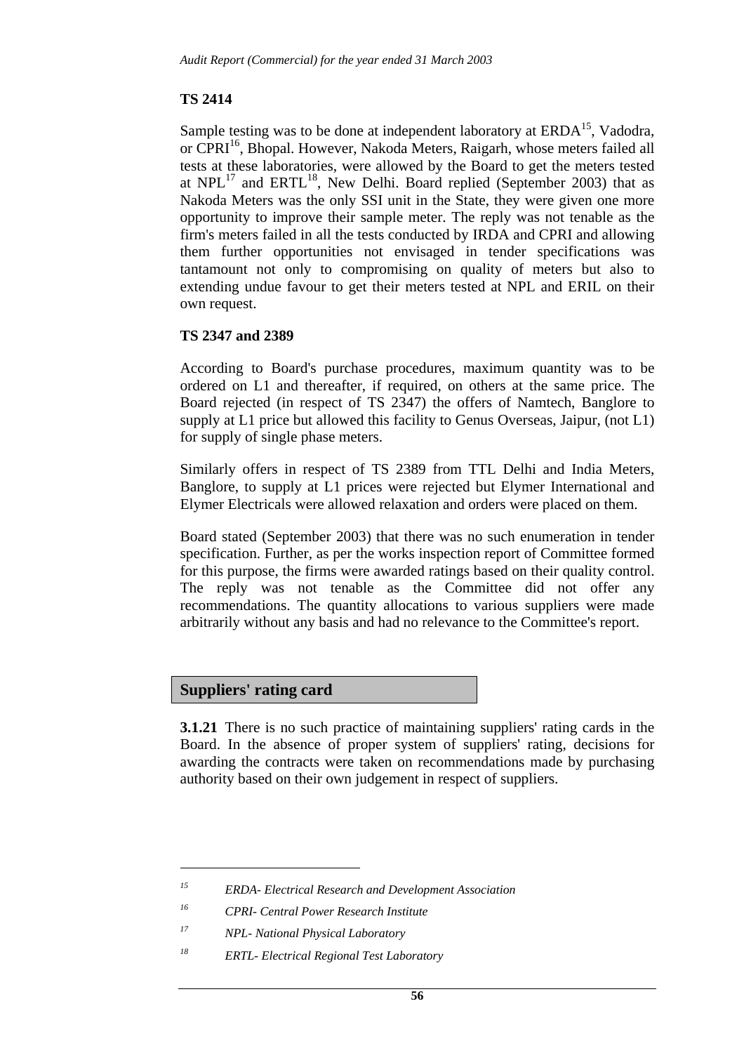### TS 2414

Sample testing was to be done at independent laboratory at ERDA[15], Vadodra, or CPRI[16], Bhopal. However, Nakoda Meters, Raigarh, whose meters failed all tests at these laboratories, were allowed by the Board to get the meters tested at NPL[17] and ERTL[18], New Delhi. Board replied (September 2003) that as Nakoda Meters was the only SSI unit in the State, they were given one more opportunity to improve their sample meter. The reply was not tenable as the firm's meters failed in all the tests conducted by IRDA and CPRI and allowing them further opportunities not envisaged in tender specifications was tantamount not only to compromising on quality of meters but also to extending undue favour to get their meters tested at NPL and ERIL on their own request.

### TS 2347 and 2389

According to Board's purchase procedures, maximum quantity was to be ordered on L1 and thereafter, if required, on others at the same price. The Board rejected (in respect of TS 2347) the offers of Namtech, Banglore to supply at L1 price but allowed this facility to Genus Overseas, Jaipur, (not L1) for supply of single phase meters.

Similarly offers in respect of TS 2389 from TTL Delhi and India Meters, Banglore, to supply at L1 prices were rejected but Elymer International and Elymer Electricals were allowed relaxation and orders were placed on them.

Board stated (September 2003) that there was no such enumeration in tender specification. Further, as per the works inspection report of Committee formed for this purpose, the firms were awarded ratings based on their quality control. The reply was not tenable as the Committee did not offer any recommendations. The quantity allocations to various suppliers were made arbitrarily without any basis and had no relevance to the Committee's report.

## Suppliers' rating card

**3.1.21** There is no such practice of maintaining suppliers' rating cards in the Board. In the absence of proper system of suppliers' rating, decisions for awarding the contracts were taken on recommendations made by purchasing authority based on their own judgement in respect of suppliers.

---

[15] *ERDA- Electrical Research and Development Association*

[16] *CPRI- Central Power Research Institute*

[17] *NPL- National Physical Laboratory*

[18] *ERTL- Electrical Regional Test Laboratory*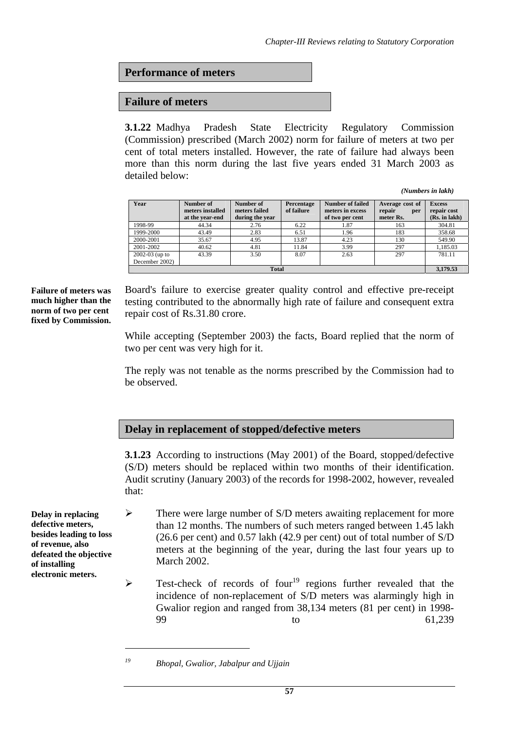## Performance of meters

## Failure of meters

**3.1.22** Madhya Pradesh State Electricity Regulatory Commission (Commission) prescribed (March 2002) norm for failure of meters at two per cent of total meters installed. However, the rate of failure had always been more than this norm during the last five years ended 31 March 2003 as detailed below:

*(Numbers in lakh)*

| Year | Number of meters installed at the year-end | Number of meters failed during the year | Percentage of failure | Number of failed meters in excess of two per cent | Average cost of repair per meter Rs. | Excess repair cost (Rs. in lakh) |
|---|---|---|---|---|---|---|
| 1998-99 | 44.34 | 2.76 | 6.22 | 1.87 | 163 | 304.81 |
| 1999-2000 | 43.49 | 2.83 | 6.51 | 1.96 | 183 | 358.68 |
| 2000-2001 | 35.67 | 4.95 | 13.87 | 4.23 | 130 | 549.90 |
| 2001-2002 | 40.62 | 4.81 | 11.84 | 3.99 | 297 | 1,185.03 |
| 2002-03 (up to December 2002) | 43.39 | 3.50 | 8.07 | 2.63 | 297 | 781.11 |
| **Total** | | | | | | **3,179.53** |

**Failure of meters was much higher than the norm of two per cent fixed by Commission.**

Board's failure to exercise greater quality control and effective pre-receipt testing contributed to the abnormally high rate of failure and consequent extra repair cost of Rs.31.80 crore.

While accepting (September 2003) the facts, Board replied that the norm of two per cent was very high for it.

The reply was not tenable as the norms prescribed by the Commission had to be observed.

## Delay in replacement of stopped/defective meters

**3.1.23** According to instructions (May 2001) of the Board, stopped/defective (S/D) meters should be replaced within two months of their identification. Audit scrutiny (January 2003) of the records for 1998-2002, however, revealed that:

**Delay in replacing defective meters, besides leading to loss of revenue, also defeated the objective of installing electronic meters.**

- There were large number of S/D meters awaiting replacement for more than 12 months. The numbers of such meters ranged between 1.45 lakh (26.6 per cent) and 0.57 lakh (42.9 per cent) out of total number of S/D meters at the beginning of the year, during the last four years up to March 2002.

- Test-check of records of four[19] regions further revealed that the incidence of non-replacement of S/D meters was alarmingly high in Gwalior region and ranged from 38,134 meters (81 per cent) in 1998-99 to 61,239

---

[19] *Bhopal, Gwalior, Jabalpur and Ujjain*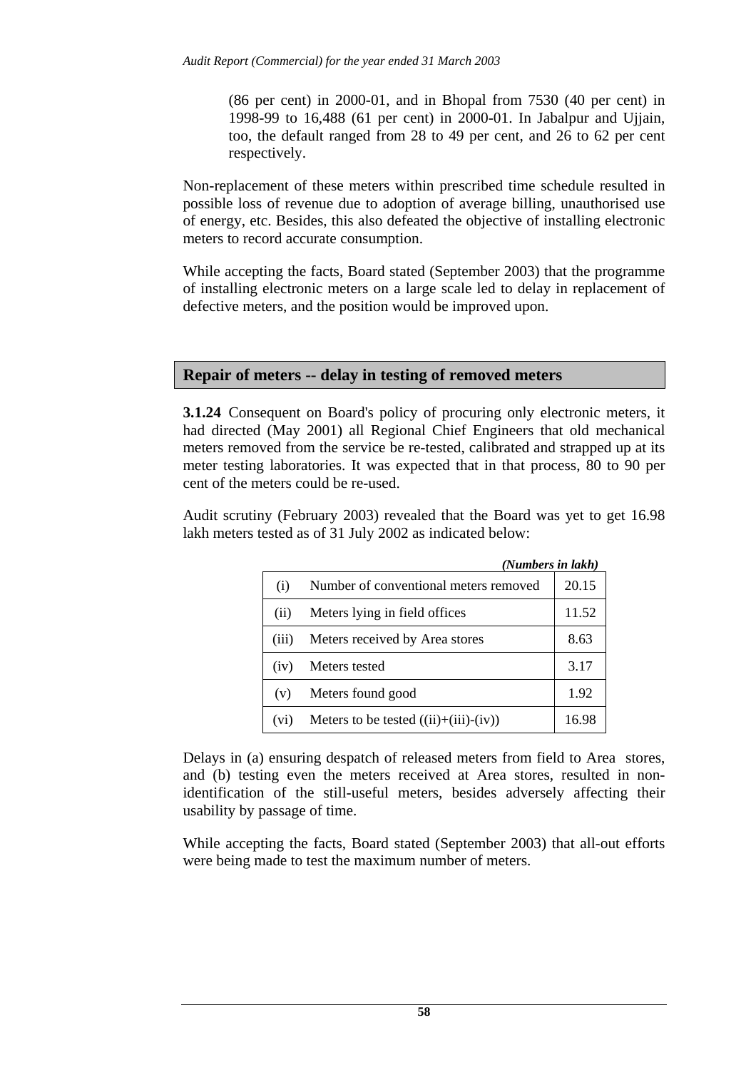(86 per cent) in 2000-01, and in Bhopal from 7530 (40 per cent) in 1998-99 to 16,488 (61 per cent) in 2000-01. In Jabalpur and Ujjain, too, the default ranged from 28 to 49 per cent, and 26 to 62 per cent respectively.

Non-replacement of these meters within prescribed time schedule resulted in possible loss of revenue due to adoption of average billing, unauthorised use of energy, etc. Besides, this also defeated the objective of installing electronic meters to record accurate consumption.

While accepting the facts, Board stated (September 2003) that the programme of installing electronic meters on a large scale led to delay in replacement of defective meters, and the position would be improved upon.

## Repair of meters -- delay in testing of removed meters

**3.1.24** Consequent on Board's policy of procuring only electronic meters, it had directed (May 2001) all Regional Chief Engineers that old mechanical meters removed from the service be re-tested, calibrated and strapped up at its meter testing laboratories. It was expected that in that process, 80 to 90 per cent of the meters could be re-used.

Audit scrutiny (February 2003) revealed that the Board was yet to get 16.98 lakh meters tested as of 31 July 2002 as indicated below:

*(Numbers in lakh)*

| | | |
|---|---|---|
| (i) | Number of conventional meters removed | 20.15 |
| (ii) | Meters lying in field offices | 11.52 |
| (iii) | Meters received by Area stores | 8.63 |
| (iv) | Meters tested | 3.17 |
| (v) | Meters found good | 1.92 |
| (vi) | Meters to be tested ((ii)+(iii)-(iv)) | 16.98 |

Delays in (a) ensuring despatch of released meters from field to Area stores, and (b) testing even the meters received at Area stores, resulted in non-identification of the still-useful meters, besides adversely affecting their usability by passage of time.

While accepting the facts, Board stated (September 2003) that all-out efforts were being made to test the maximum number of meters.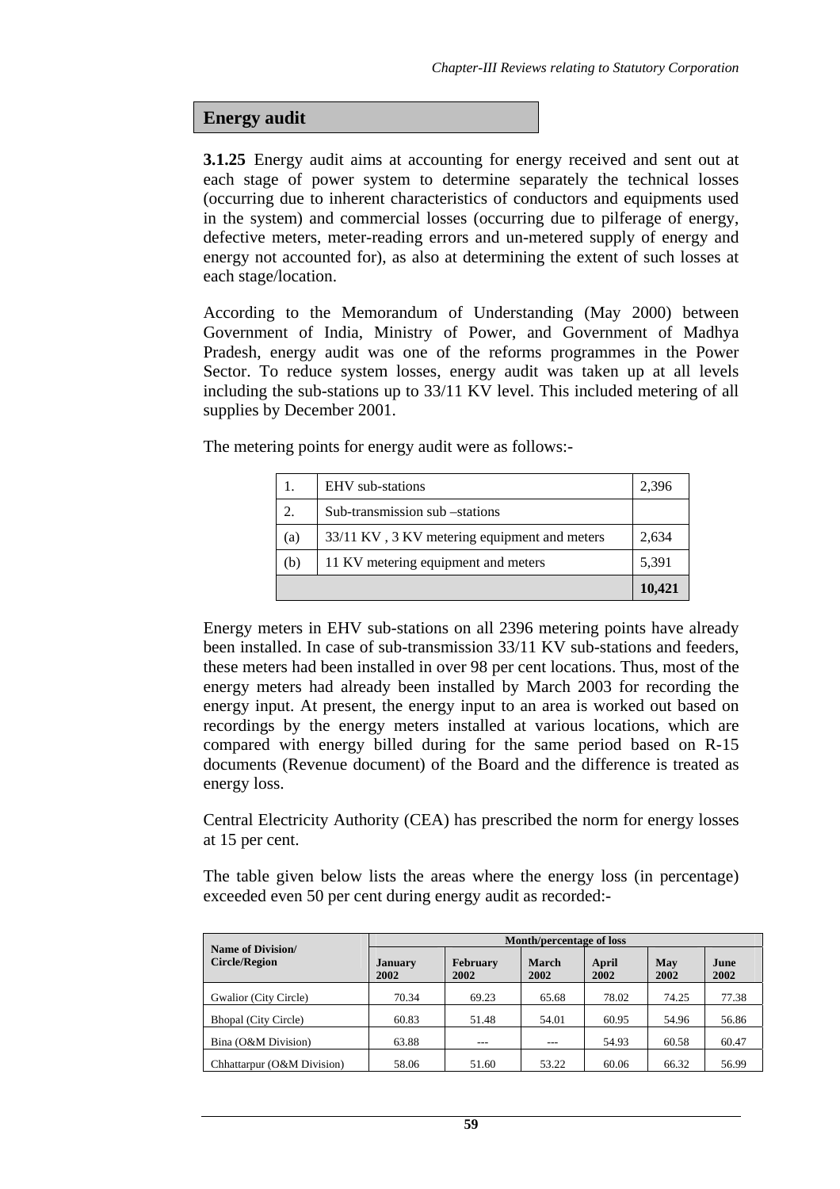## Energy audit

**3.1.25** Energy audit aims at accounting for energy received and sent out at each stage of power system to determine separately the technical losses (occurring due to inherent characteristics of conductors and equipments used in the system) and commercial losses (occurring due to pilferage of energy, defective meters, meter-reading errors and un-metered supply of energy and energy not accounted for), as also at determining the extent of such losses at each stage/location.

According to the Memorandum of Understanding (May 2000) between Government of India, Ministry of Power, and Government of Madhya Pradesh, energy audit was one of the reforms programmes in the Power Sector. To reduce system losses, energy audit was taken up at all levels including the sub-stations up to 33/11 KV level. This included metering of all supplies by December 2001.

The metering points for energy audit were as follows:-

| | | |
|---|---|---|
| 1. | EHV sub-stations | 2,396 |
| 2. | Sub-transmission sub –stations | |
| (a) | 33/11 KV , 3 KV metering equipment and meters | 2,634 |
| (b) | 11 KV metering equipment and meters | 5,391 |
| | | **10,421** |

Energy meters in EHV sub-stations on all 2396 metering points have already been installed. In case of sub-transmission 33/11 KV sub-stations and feeders, these meters had been installed in over 98 per cent locations. Thus, most of the energy meters had already been installed by March 2003 for recording the energy input. At present, the energy input to an area is worked out based on recordings by the energy meters installed at various locations, which are compared with energy billed during for the same period based on R-15 documents (Revenue document) of the Board and the difference is treated as energy loss.

Central Electricity Authority (CEA) has prescribed the norm for energy losses at 15 per cent.

The table given below lists the areas where the energy loss (in percentage) exceeded even 50 per cent during energy audit as recorded:-

| Name of Division/ Circle/Region | Month/percentage of loss | | | | | |
|---|---|---|---|---|---|---|
| | January 2002 | February 2002 | March 2002 | April 2002 | May 2002 | June 2002 |
| Gwalior (City Circle) | 70.34 | 69.23 | 65.68 | 78.02 | 74.25 | 77.38 |
| Bhopal (City Circle) | 60.83 | 51.48 | 54.01 | 60.95 | 54.96 | 56.86 |
| Bina (O&M Division) | 63.88 | --- | --- | 54.93 | 60.58 | 60.47 |
| Chhattarpur (O&M Division) | 58.06 | 51.60 | 53.22 | 60.06 | 66.32 | 56.99 |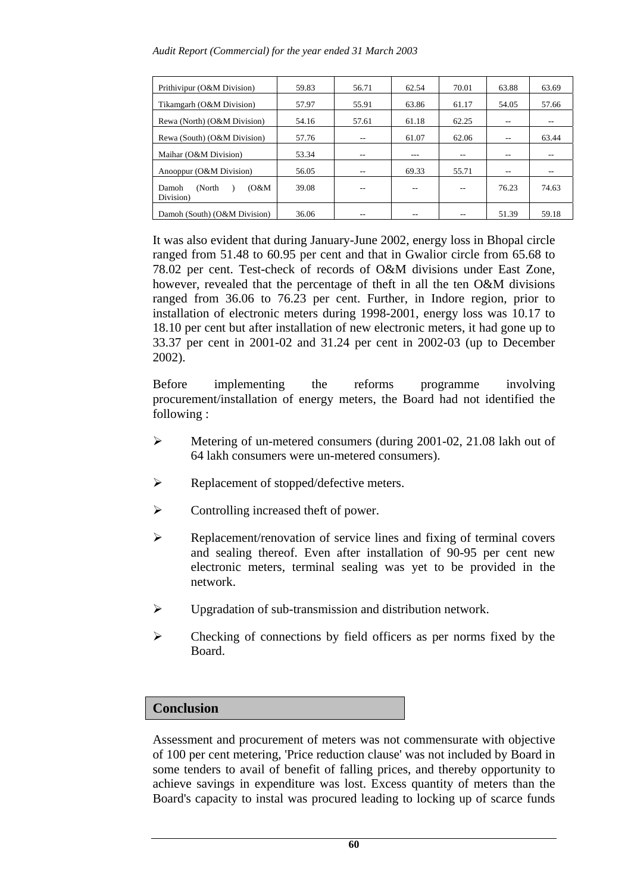| | | | | | | |
|---|---|---|---|---|---|---|
| Prithivipur (O&M Division) | 59.83 | 56.71 | 62.54 | 70.01 | 63.88 | 63.69 |
| Tikamgarh (O&M Division) | 57.97 | 55.91 | 63.86 | 61.17 | 54.05 | 57.66 |
| Rewa (North) (O&M Division) | 54.16 | 57.61 | 61.18 | 62.25 | -- | -- |
| Rewa (South) (O&M Division) | 57.76 | -- | 61.07 | 62.06 | -- | 63.44 |
| Maihar (O&M Division) | 53.34 | -- | --- | -- | -- | -- |
| Anooppur (O&M Division) | 56.05 | -- | 69.33 | 55.71 | -- | -- |
| Damoh (North ) (O&M Division) | 39.08 | -- | -- | -- | 76.23 | 74.63 |
| Damoh (South) (O&M Division) | 36.06 | -- | -- | -- | 51.39 | 59.18 |

It was also evident that during January-June 2002, energy loss in Bhopal circle ranged from 51.48 to 60.95 per cent and that in Gwalior circle from 65.68 to 78.02 per cent. Test-check of records of O&M divisions under East Zone, however, revealed that the percentage of theft in all the ten O&M divisions ranged from 36.06 to 76.23 per cent. Further, in Indore region, prior to installation of electronic meters during 1998-2001, energy loss was 10.17 to 18.10 per cent but after installation of new electronic meters, it had gone up to 33.37 per cent in 2001-02 and 31.24 per cent in 2002-03 (up to December 2002).

Before implementing the reforms programme involving procurement/installation of energy meters, the Board had not identified the following :

- Metering of un-metered consumers (during 2001-02, 21.08 lakh out of 64 lakh consumers were un-metered consumers).
- Replacement of stopped/defective meters.
- Controlling increased theft of power.
- Replacement/renovation of service lines and fixing of terminal covers and sealing thereof. Even after installation of 90-95 per cent new electronic meters, terminal sealing was yet to be provided in the network.
- Upgradation of sub-transmission and distribution network.
- Checking of connections by field officers as per norms fixed by the Board.

## Conclusion

Assessment and procurement of meters was not commensurate with objective of 100 per cent metering, 'Price reduction clause' was not included by Board in some tenders to avail of benefit of falling prices, and thereby opportunity to achieve savings in expenditure was lost. Excess quantity of meters than the Board's capacity to instal was procured leading to locking up of scarce funds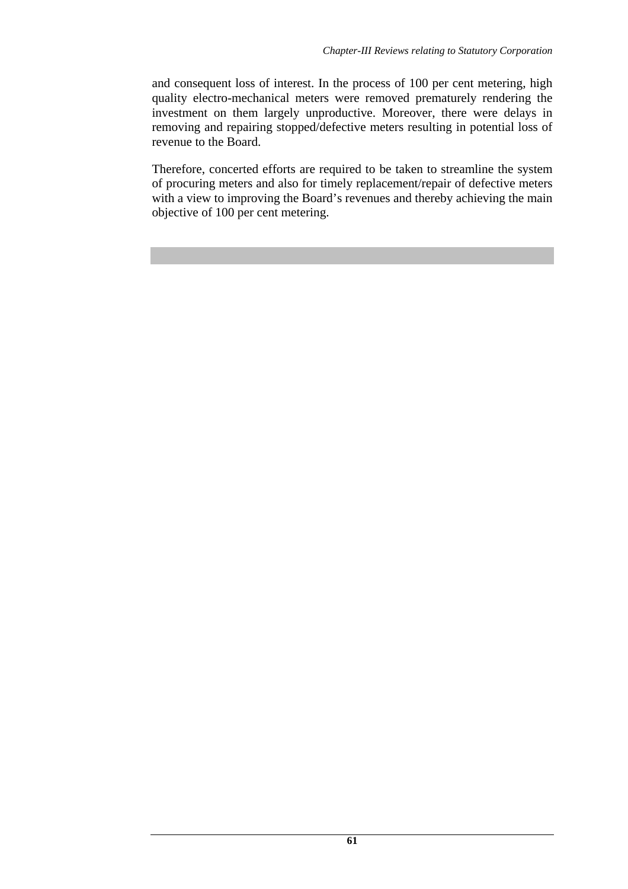and consequent loss of interest. In the process of 100 per cent metering, high quality electro-mechanical meters were removed prematurely rendering the investment on them largely unproductive. Moreover, there were delays in removing and repairing stopped/defective meters resulting in potential loss of revenue to the Board.

Therefore, concerted efforts are required to be taken to streamline the system of procuring meters and also for timely replacement/repair of defective meters with a view to improving the Board's revenues and thereby achieving the main objective of 100 per cent metering.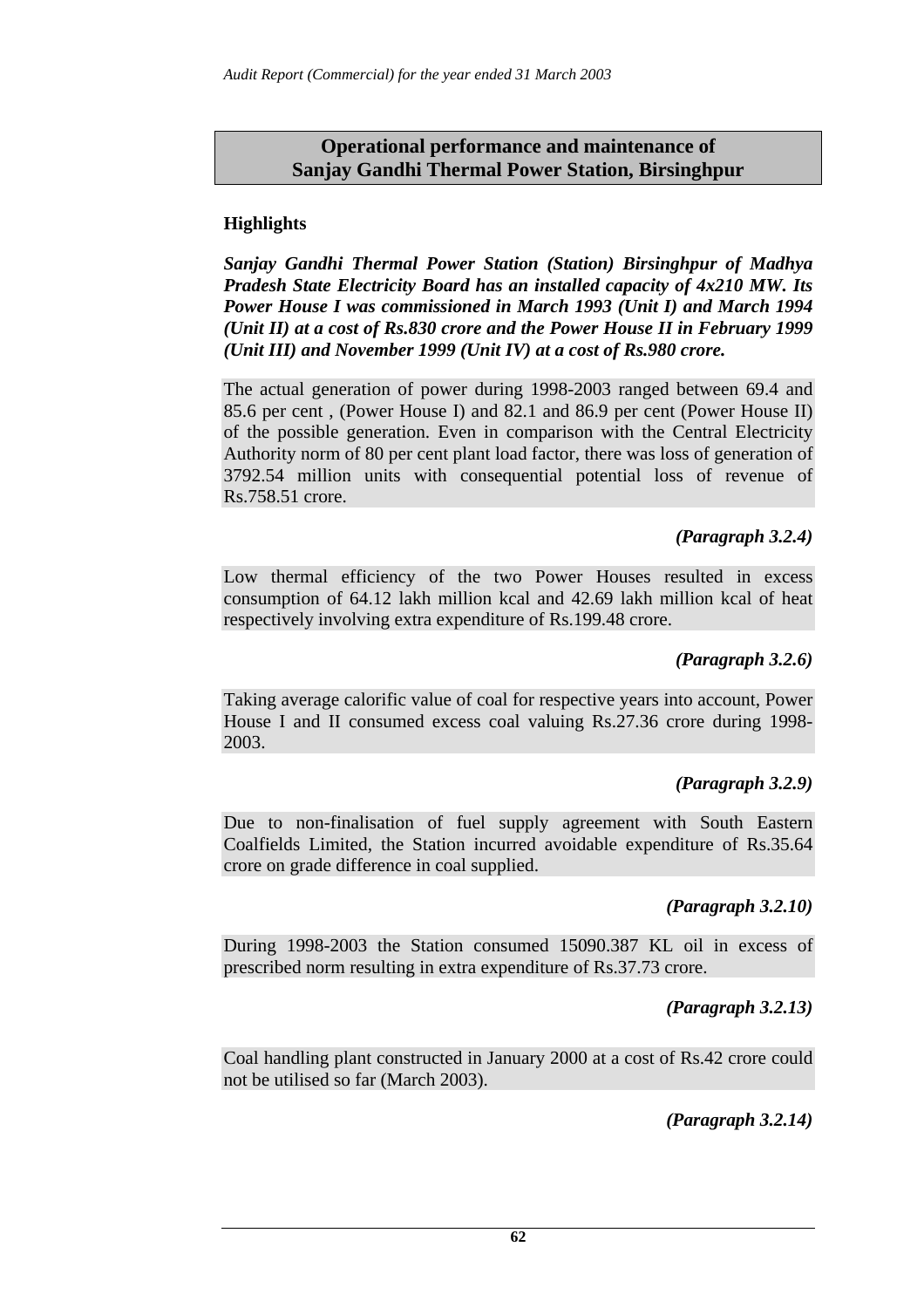## Operational performance and maintenance of Sanjay Gandhi Thermal Power Station, Birsinghpur

### Highlights

***Sanjay Gandhi Thermal Power Station (Station) Birsinghpur of Madhya Pradesh State Electricity Board has an installed capacity of 4x210 MW. Its Power House I was commissioned in March 1993 (Unit I) and March 1994 (Unit II) at a cost of Rs.830 crore and the Power House II in February 1999 (Unit III) and November 1999 (Unit IV) at a cost of Rs.980 crore.***

The actual generation of power during 1998-2003 ranged between 69.4 and 85.6 per cent , (Power House I) and 82.1 and 86.9 per cent (Power House II) of the possible generation. Even in comparison with the Central Electricity Authority norm of 80 per cent plant load factor, there was loss of generation of 3792.54 million units with consequential potential loss of revenue of Rs.758.51 crore.

*(Paragraph 3.2.4)*

Low thermal efficiency of the two Power Houses resulted in excess consumption of 64.12 lakh million kcal and 42.69 lakh million kcal of heat respectively involving extra expenditure of Rs.199.48 crore.

*(Paragraph 3.2.6)*

Taking average calorific value of coal for respective years into account, Power House I and II consumed excess coal valuing Rs.27.36 crore during 1998-2003.

*(Paragraph 3.2.9)*

Due to non-finalisation of fuel supply agreement with South Eastern Coalfields Limited, the Station incurred avoidable expenditure of Rs.35.64 crore on grade difference in coal supplied.

*(Paragraph 3.2.10)*

During 1998-2003 the Station consumed 15090.387 KL oil in excess of prescribed norm resulting in extra expenditure of Rs.37.73 crore.

*(Paragraph 3.2.13)*

Coal handling plant constructed in January 2000 at a cost of Rs.42 crore could not be utilised so far (March 2003).

*(Paragraph 3.2.14)*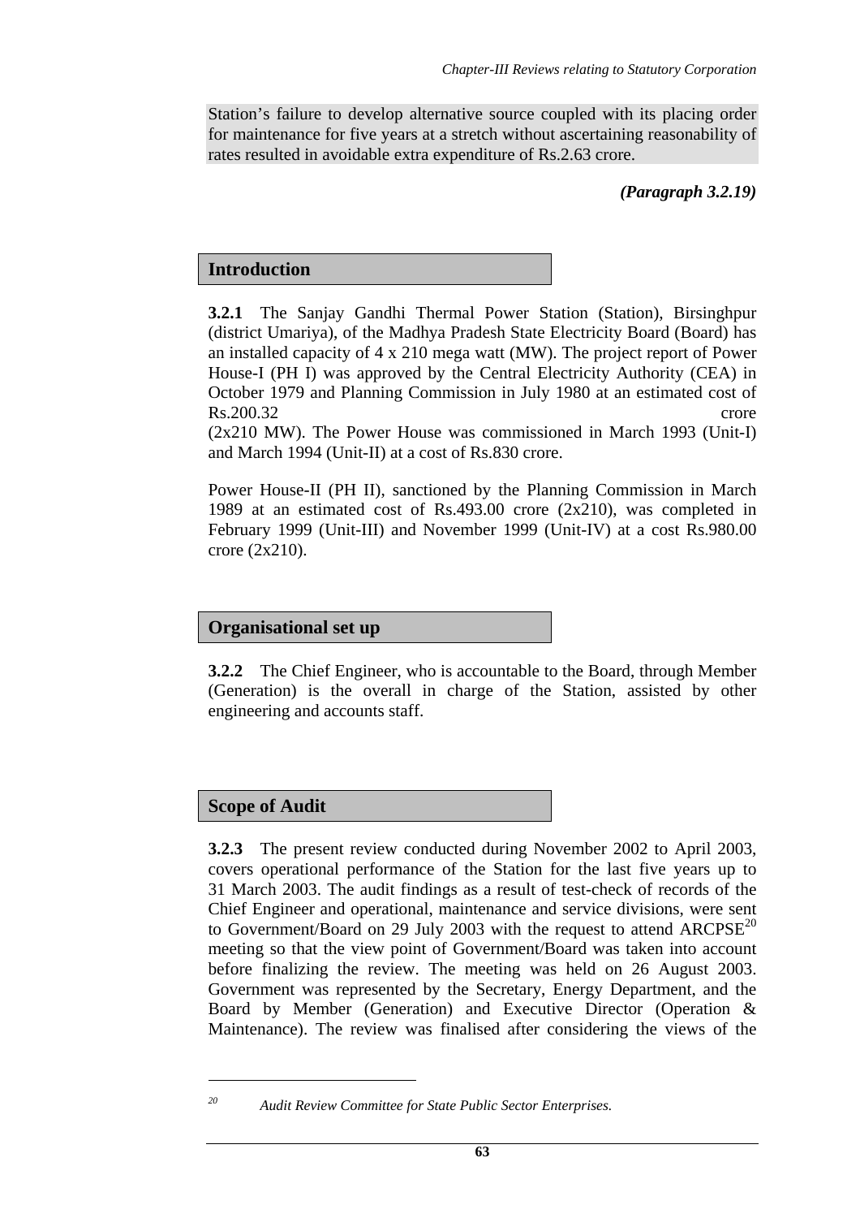Station's failure to develop alternative source coupled with its placing order for maintenance for five years at a stretch without ascertaining reasonability of rates resulted in avoidable extra expenditure of Rs.2.63 crore.

***(Paragraph 3.2.19)***

## Introduction

**3.2.1** The Sanjay Gandhi Thermal Power Station (Station), Birsinghpur (district Umariya), of the Madhya Pradesh State Electricity Board (Board) has an installed capacity of 4 x 210 mega watt (MW). The project report of Power House-I (PH I) was approved by the Central Electricity Authority (CEA) in October 1979 and Planning Commission in July 1980 at an estimated cost of Rs.200.32 crore (2x210 MW). The Power House was commissioned in March 1993 (Unit-I) and March 1994 (Unit-II) at a cost of Rs.830 crore.

Power House-II (PH II), sanctioned by the Planning Commission in March 1989 at an estimated cost of Rs.493.00 crore (2x210), was completed in February 1999 (Unit-III) and November 1999 (Unit-IV) at a cost Rs.980.00 crore (2x210).

## Organisational set up

**3.2.2** The Chief Engineer, who is accountable to the Board, through Member (Generation) is the overall in charge of the Station, assisted by other engineering and accounts staff.

## Scope of Audit

**3.2.3** The present review conducted during November 2002 to April 2003, covers operational performance of the Station for the last five years up to 31 March 2003. The audit findings as a result of test-check of records of the Chief Engineer and operational, maintenance and service divisions, were sent to Government/Board on 29 July 2003 with the request to attend ARCPSE[20] meeting so that the view point of Government/Board was taken into account before finalizing the review. The meeting was held on 26 August 2003. Government was represented by the Secretary, Energy Department, and the Board by Member (Generation) and Executive Director (Operation & Maintenance). The review was finalised after considering the views of the

[20] *Audit Review Committee for State Public Sector Enterprises.*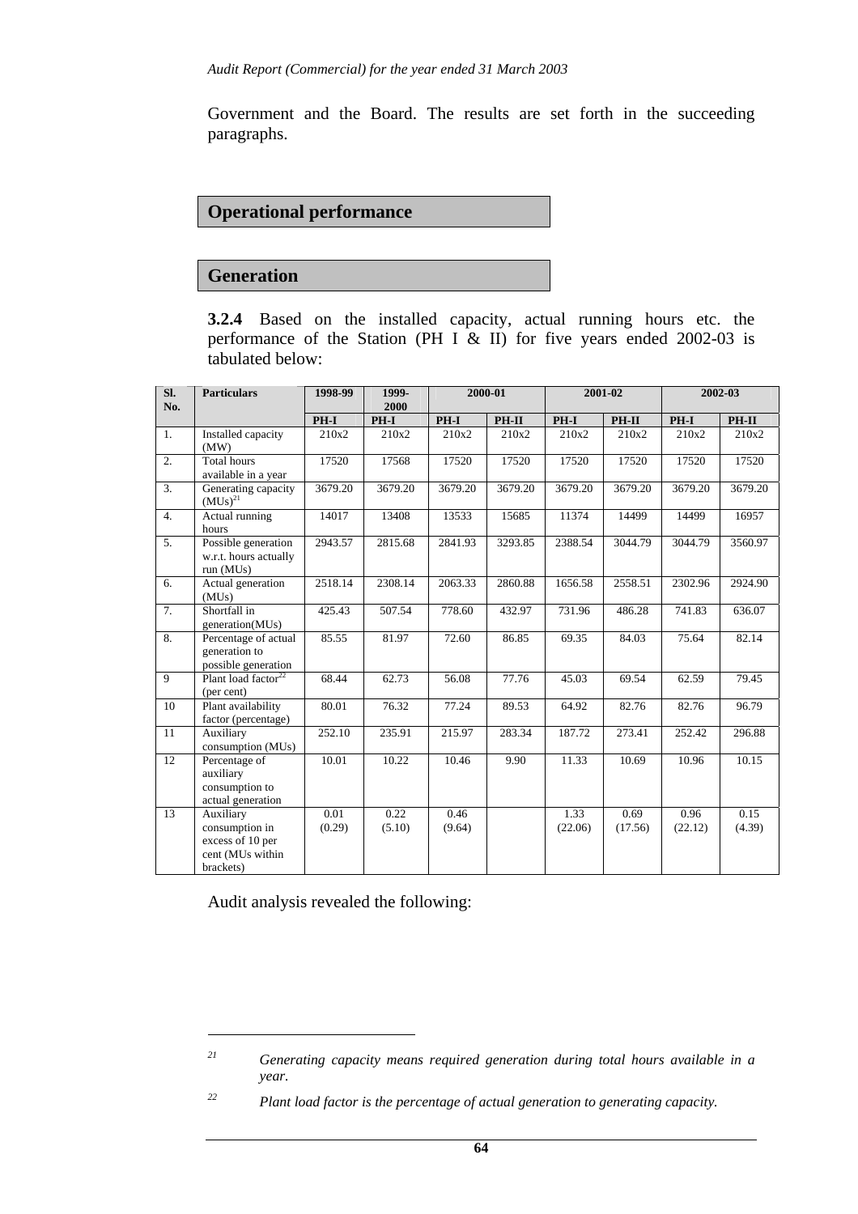Government and the Board. The results are set forth in the succeeding paragraphs.

## Operational performance

## Generation

**3.2.4** Based on the installed capacity, actual running hours etc. the performance of the Station (PH I & II) for five years ended 2002-03 is tabulated below:

| Sl. No. | Particulars | 1998-99 | 1999-2000 | 2000-01 | | 2001-02 | | 2002-03 | |
|---|---|---|---|---|---|---|---|---|---|
| | | PH-I | PH-I | PH-I | PH-II | PH-I | PH-II | PH-I | PH-II |
| 1. | Installed capacity (MW) | 210x2 | 210x2 | 210x2 | 210x2 | 210x2 | 210x2 | 210x2 | 210x2 |
| 2. | Total hours available in a year | 17520 | 17568 | 17520 | 17520 | 17520 | 17520 | 17520 | 17520 |
| 3. | Generating capacity (MUs)[21] | 3679.20 | 3679.20 | 3679.20 | 3679.20 | 3679.20 | 3679.20 | 3679.20 | 3679.20 |
| 4. | Actual running hours | 14017 | 13408 | 13533 | 15685 | 11374 | 14499 | 14499 | 16957 |
| 5. | Possible generation w.r.t. hours actually run (MUs) | 2943.57 | 2815.68 | 2841.93 | 3293.85 | 2388.54 | 3044.79 | 3044.79 | 3560.97 |
| 6. | Actual generation (MUs) | 2518.14 | 2308.14 | 2063.33 | 2860.88 | 1656.58 | 2558.51 | 2302.96 | 2924.90 |
| 7. | Shortfall in generation(MUs) | 425.43 | 507.54 | 778.60 | 432.97 | 731.96 | 486.28 | 741.83 | 636.07 |
| 8. | Percentage of actual generation to possible generation | 85.55 | 81.97 | 72.60 | 86.85 | 69.35 | 84.03 | 75.64 | 82.14 |
| 9 | Plant load factor[22] (per cent) | 68.44 | 62.73 | 56.08 | 77.76 | 45.03 | 69.54 | 62.59 | 79.45 |
| 10 | Plant availability factor (percentage) | 80.01 | 76.32 | 77.24 | 89.53 | 64.92 | 82.76 | 82.76 | 96.79 |
| 11 | Auxiliary consumption (MUs) | 252.10 | 235.91 | 215.97 | 283.34 | 187.72 | 273.41 | 252.42 | 296.88 |
| 12 | Percentage of auxiliary consumption to actual generation | 10.01 | 10.22 | 10.46 | 9.90 | 11.33 | 10.69 | 10.96 | 10.15 |
| 13 | Auxiliary consumption in excess of 10 per cent (MUs within brackets) | 0.01 (0.29) | 0.22 (5.10) | 0.46 (9.64) | | 1.33 (22.06) | 0.69 (17.56) | 0.96 (22.12) | 0.15 (4.39) |

Audit analysis revealed the following:

---

[21] *Generating capacity means required generation during total hours available in a year.*

[22] *Plant load factor is the percentage of actual generation to generating capacity.*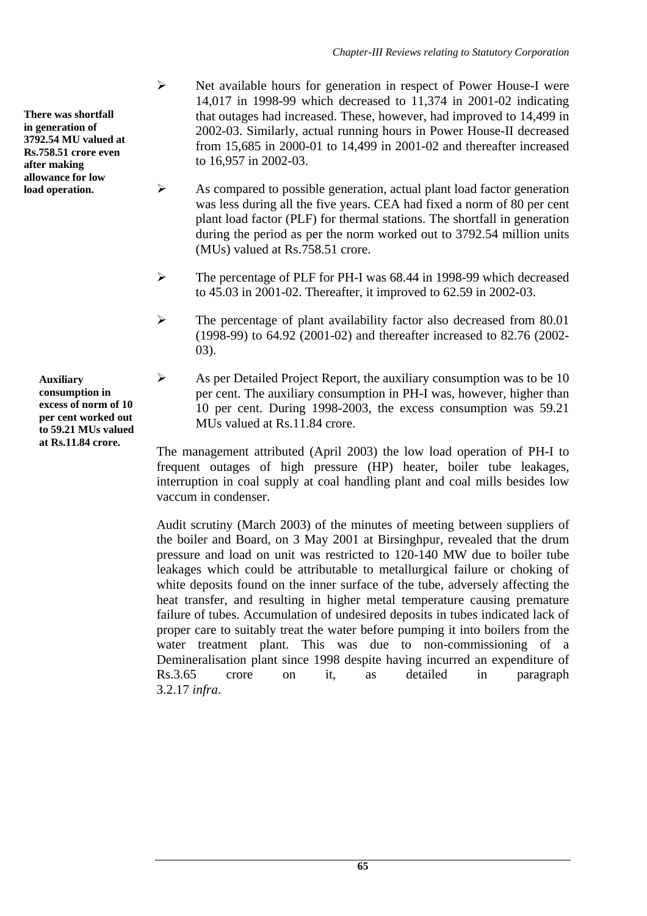**There was shortfall in generation of 3792.54 MU valued at Rs.758.51 crore even after making allowance for low load operation.**

- Net available hours for generation in respect of Power House-I were 14,017 in 1998-99 which decreased to 11,374 in 2001-02 indicating that outages had increased. These, however, had improved to 14,499 in 2002-03. Similarly, actual running hours in Power House-II decreased from 15,685 in 2000-01 to 14,499 in 2001-02 and thereafter increased to 16,957 in 2002-03.
- As compared to possible generation, actual plant load factor generation was less during all the five years. CEA had fixed a norm of 80 per cent plant load factor (PLF) for thermal stations. The shortfall in generation during the period as per the norm worked out to 3792.54 million units (MUs) valued at Rs.758.51 crore.
- The percentage of PLF for PH-I was 68.44 in 1998-99 which decreased to 45.03 in 2001-02. Thereafter, it improved to 62.59 in 2002-03.
- The percentage of plant availability factor also decreased from 80.01 (1998-99) to 64.92 (2001-02) and thereafter increased to 82.76 (2002-03).

**Auxiliary consumption in excess of norm of 10 per cent worked out to 59.21 MUs valued at Rs.11.84 crore.**

- As per Detailed Project Report, the auxiliary consumption was to be 10 per cent. The auxiliary consumption in PH-I was, however, higher than 10 per cent. During 1998-2003, the excess consumption was 59.21 MUs valued at Rs.11.84 crore.

The management attributed (April 2003) the low load operation of PH-I to frequent outages of high pressure (HP) heater, boiler tube leakages, interruption in coal supply at coal handling plant and coal mills besides low vaccum in condenser.

Audit scrutiny (March 2003) of the minutes of meeting between suppliers of the boiler and Board, on 3 May 2001 at Birsinghpur, revealed that the drum pressure and load on unit was restricted to 120-140 MW due to boiler tube leakages which could be attributable to metallurgical failure or choking of white deposits found on the inner surface of the tube, adversely affecting the heat transfer, and resulting in higher metal temperature causing premature failure of tubes. Accumulation of undesired deposits in tubes indicated lack of proper care to suitably treat the water before pumping it into boilers from the water treatment plant. This was due to non-commissioning of a Demineralisation plant since 1998 despite having incurred an expenditure of Rs.3.65 crore on it, as detailed in paragraph 3.2.17 *infra*.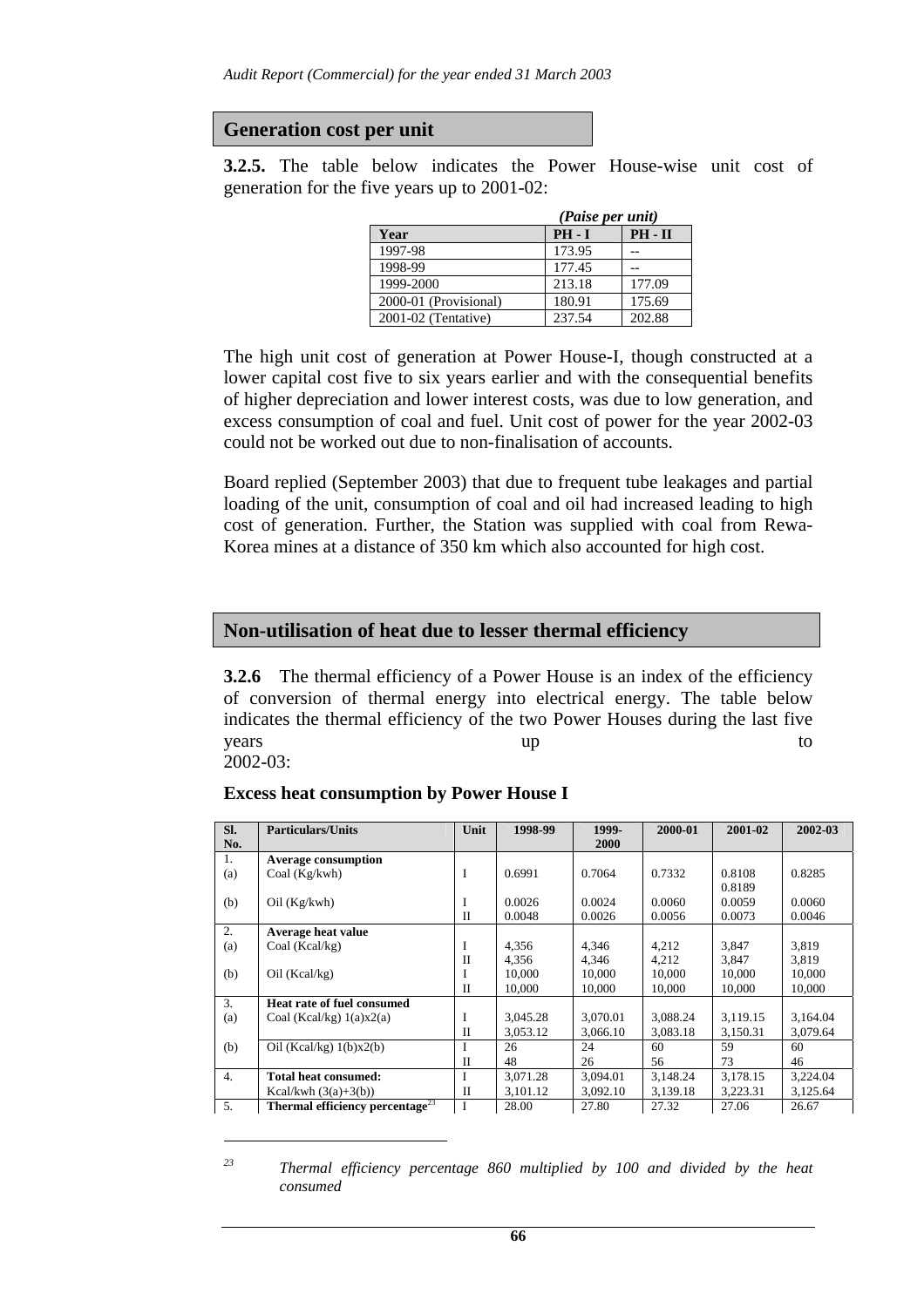## Generation cost per unit

**3.2.5.** The table below indicates the Power House-wise unit cost of generation for the five years up to 2001-02:

*(Paise per unit)*

| Year | PH - I | PH - II |
|---|---|---|
| 1997-98 | 173.95 | -- |
| 1998-99 | 177.45 | -- |
| 1999-2000 | 213.18 | 177.09 |
| 2000-01 (Provisional) | 180.91 | 175.69 |
| 2001-02 (Tentative) | 237.54 | 202.88 |

The high unit cost of generation at Power House-I, though constructed at a lower capital cost five to six years earlier and with the consequential benefits of higher depreciation and lower interest costs, was due to low generation, and excess consumption of coal and fuel. Unit cost of power for the year 2002-03 could not be worked out due to non-finalisation of accounts.

Board replied (September 2003) that due to frequent tube leakages and partial loading of the unit, consumption of coal and oil had increased leading to high cost of generation. Further, the Station was supplied with coal from Rewa-Korea mines at a distance of 350 km which also accounted for high cost.

## Non-utilisation of heat due to lesser thermal efficiency

**3.2.6** The thermal efficiency of a Power House is an index of the efficiency of conversion of thermal energy into electrical energy. The table below indicates the thermal efficiency of the two Power Houses during the last five years up to 2002-03:

**Excess heat consumption by Power House I**

| Sl. No. | Particulars/Units | Unit | 1998-99 | 1999-2000 | 2000-01 | 2001-02 | 2002-03 |
|---|---|---|---|---|---|---|---|
| 1. | **Average consumption** | | | | | | |
| (a) | Coal (Kg/kwh) | I | 0.6991 | 0.7064 | 0.7332 | 0.8108<br>0.8189 | 0.8285 |
| (b) | Oil (Kg/kwh) | I | 0.0026 | 0.0024 | 0.0060 | 0.0059 | 0.0060 |
| | | II | 0.0048 | 0.0026 | 0.0056 | 0.0073 | 0.0046 |
| 2. | **Average heat value** | | | | | | |
| (a) | Coal (Kcal/kg) | I | 4,356 | 4,346 | 4,212 | 3,847 | 3,819 |
| | | II | 4,356 | 4,346 | 4,212 | 3,847 | 3,819 |
| (b) | Oil (Kcal/kg) | I | 10,000 | 10,000 | 10,000 | 10,000 | 10,000 |
| | | II | 10,000 | 10,000 | 10,000 | 10,000 | 10,000 |
| 3. | **Heat rate of fuel consumed** | | | | | | |
| (a) | Coal (Kcal/kg) 1(a)x2(a) | I | 3,045.28 | 3,070.01 | 3,088.24 | 3,119.15 | 3,164.04 |
| | | II | 3,053.12 | 3,066.10 | 3,083.18 | 3,150.31 | 3,079.64 |
| (b) | Oil (Kcal/kg) 1(b)x2(b) | I | 26 | 24 | 60 | 59 | 60 |
| | | II | 48 | 26 | 56 | 73 | 46 |
| 4. | **Total heat consumed:** | I | 3,071.28 | 3,094.01 | 3,148.24 | 3,178.15 | 3,224.04 |
| | Kcal/kwh (3(a)+3(b)) | II | 3,101.12 | 3,092.10 | 3,139.18 | 3,223.31 | 3,125.64 |
| 5. | **Thermal efficiency percentage**[23] | I | 28.00 | 27.80 | 27.32 | 27.06 | 26.67 |

[23] *Thermal efficiency percentage 860 multiplied by 100 and divided by the heat consumed*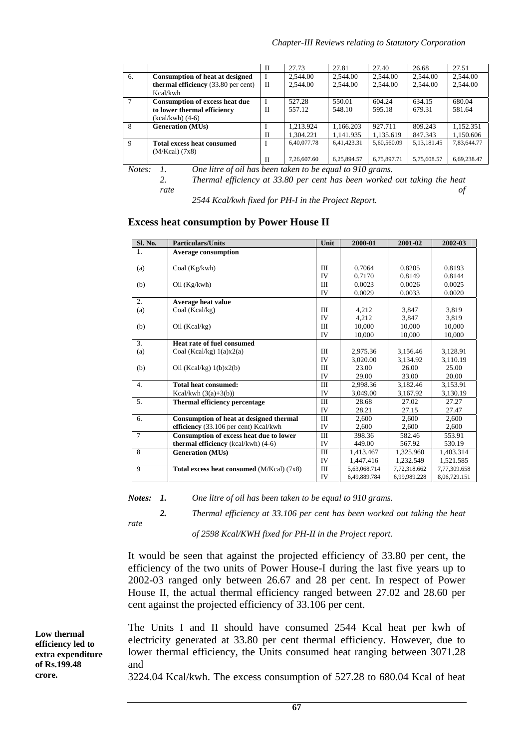| | | | | | | | |
|---|---|---|---|---|---|---|---|
| | | II | 27.73 | 27.81 | 27.40 | 26.68 | 27.51 |
| 6. | **Consumption of heat at designed thermal efficiency** (33.80 per cent) Kcal/kwh | I<br>II | 2,544.00<br>2,544.00 | 2,544.00<br>2,544.00 | 2,544.00<br>2,544.00 | 2,544.00<br>2,544.00 | 2,544.00<br>2,544.00 |
| 7 | **Consumption of heat excess heat due to lower thermal efficiency** (kcal/kwh) (4-6) | I<br>II | 527.28<br>557.12 | 550.01<br>548.10 | 604.24<br>595.18 | 634.15<br>679.31 | 680.04<br>581.64 |
| 8 | **Generation (MUs)** | I<br>II | 1,213.924<br>1,304.221 | 1,166.203<br>1,141.935 | 927.711<br>1,135.619 | 809.243<br>847.343 | 1,152.351<br>1,150.606 |
| 9 | **Total excess heat consumed** (M/Kcal) (7x8) | I<br>II | 6,40,077.78<br>7,26,607.60 | 6,41,423.31<br>6,25,894.57 | 5,60,560.09<br>6,75,897.71 | 5,13,181.45<br>5,75,608.57 | 7,83,644.77<br>6,69,238.47 |

*Notes: 1. One litre of oil has been taken to be equal to 910 grams.*

*2. Thermal efficiency at 33.80 per cent has been worked out taking the heat rate of 2544 Kcal/kwh fixed for PH-I in the Project Report.*

## Excess heat consumption by Power House II

| Sl. No. | Particulars/Units | Unit | 2000-01 | 2001-02 | 2002-03 |
|---|---|---|---|---|---|
| 1. | **Average consumption** | | | | |
| (a) | Coal (Kg/kwh) | III<br>IV | 0.7064<br>0.7170 | 0.8205<br>0.8149 | 0.8193<br>0.8144 |
| (b) | Oil (Kg/kwh) | III<br>IV | 0.0023<br>0.0029 | 0.0026<br>0.0033 | 0.0025<br>0.0020 |
| 2. | **Average heat value** | | | | |
| (a) | Coal (Kcal/kg) | III<br>IV | 4,212<br>4,212 | 3,847<br>3,847 | 3,819<br>3,819 |
| (b) | Oil (Kcal/kg) | III<br>IV | 10,000<br>10,000 | 10,000<br>10,000 | 10,000<br>10,000 |
| 3. | **Heat rate of fuel consumed** | | | | |
| (a) | Coal (Kcal/kg) 1(a)x2(a) | III<br>IV | 2,975.36<br>3,020.00 | 3,156.46<br>3,134.92 | 3,128.91<br>3,110.19 |
| (b) | Oil (Kcal/kg) 1(b)x2(b) | III<br>IV | 23.00<br>29.00 | 26.00<br>33.00 | 25.00<br>20.00 |
| 4. | **Total heat consumed:** Kcal/kwh (3(a)+3(b)) | III<br>IV | 2,998.36<br>3,049.00 | 3,182.46<br>3,167.92 | 3,153.91<br>3,130.19 |
| 5. | **Thermal efficiency percentage** | III<br>IV | 28.68<br>28.21 | 27.02<br>27.15 | 27.27<br>27.47 |
| 6. | **Consumption of heat at designed thermal efficiency** (33.106 per cent) Kcal/kwh | III<br>IV | 2,600<br>2,600 | 2,600<br>2,600 | 2,600<br>2,600 |
| 7 | **Consumption of excess heat due to lower thermal efficiency** (kcal/kwh) (4-6) | III<br>IV | 398.36<br>449.00 | 582.46<br>567.92 | 553.91<br>530.19 |
| 8 | **Generation (MUs)** | III<br>IV | 1,413.467<br>1,447.416 | 1,325.960<br>1,232.549 | 1,403.314<br>1,521.585 |
| 9 | **Total excess heat consumed** (M/Kcal) (7x8) | III<br>IV | 5,63,068.714<br>6,49,889.784 | 7,72,318.662<br>6,99,989.228 | 7,77,309.658<br>8,06,729.151 |

***Notes: 1.*** *One litre of oil has been taken to be equal to 910 grams.*

***2.*** *Thermal efficiency at 33.106 per cent has been worked out taking the heat rate of 2598 Kcal/KWH fixed for PH-II in the Project report.*

It would be seen that against the projected efficiency of 33.80 per cent, the efficiency of the two units of Power House-I during the last five years up to 2002-03 ranged only between 26.67 and 28 per cent. In respect of Power House II, the actual thermal efficiency ranged between 27.02 and 28.60 per cent against the projected efficiency of 33.106 per cent.

**Low thermal efficiency led to extra expenditure of Rs.199.48 crore.**

The Units I and II should have consumed 2544 Kcal heat per kwh of electricity generated at 33.80 per cent thermal efficiency. However, due to lower thermal efficiency, the Units consumed heat ranging between 3071.28 and 3224.04 Kcal/kwh. The excess consumption of 527.28 to 680.04 Kcal of heat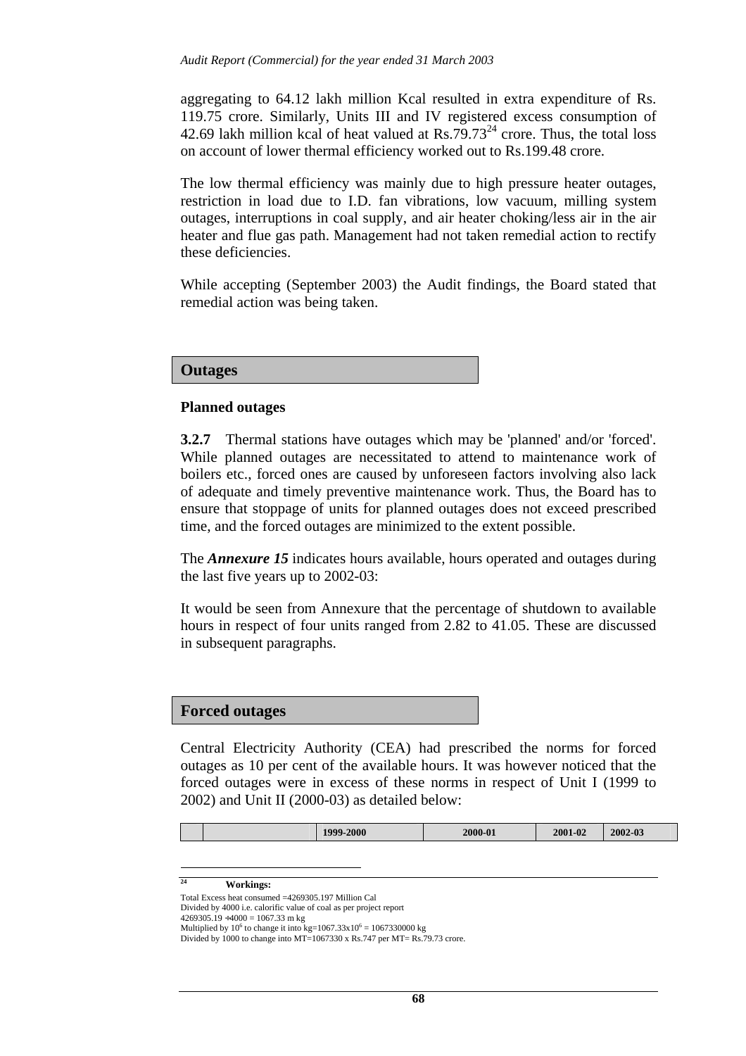aggregating to 64.12 lakh million Kcal resulted in extra expenditure of Rs. 119.75 crore. Similarly, Units III and IV registered excess consumption of 42.69 lakh million kcal of heat valued at Rs.79.73[24] crore. Thus, the total loss on account of lower thermal efficiency worked out to Rs.199.48 crore.

The low thermal efficiency was mainly due to high pressure heater outages, restriction in load due to I.D. fan vibrations, low vacuum, milling system outages, interruptions in coal supply, and air heater choking/less air in the air heater and flue gas path. Management had not taken remedial action to rectify these deficiencies.

While accepting (September 2003) the Audit findings, the Board stated that remedial action was being taken.

## Outages

### Planned outages

**3.2.7** Thermal stations have outages which may be 'planned' and/or 'forced'. While planned outages are necessitated to attend to maintenance work of boilers etc., forced ones are caused by unforeseen factors involving also lack of adequate and timely preventive maintenance work. Thus, the Board has to ensure that stoppage of units for planned outages does not exceed prescribed time, and the forced outages are minimized to the extent possible.

The ***Annexure 15*** indicates hours available, hours operated and outages during the last five years up to 2002-03:

It would be seen from Annexure that the percentage of shutdown to available hours in respect of four units ranged from 2.82 to 41.05. These are discussed in subsequent paragraphs.

## Forced outages

Central Electricity Authority (CEA) had prescribed the norms for forced outages as 10 per cent of the available hours. It was however noticed that the forced outages were in excess of these norms in respect of Unit I (1999 to 2002) and Unit II (2000-03) as detailed below:

| | | 1999-2000 | 2000-01 | 2001-02 | 2002-03 |
|---|---|---|---|---|---|

[24] **Workings:**
Total Excess heat consumed =4269305.197 Million Cal
Divided by 4000 i.e. calorific value of coal as per project report
4269305.19 ÷4000 = 1067.33 m kg
Multiplied by $10^6$ to change it into kg=$1067.33\times10^6$ = 1067330000 kg
Divided by 1000 to change into MT=1067330 x Rs.747 per MT= Rs.79.73 crore.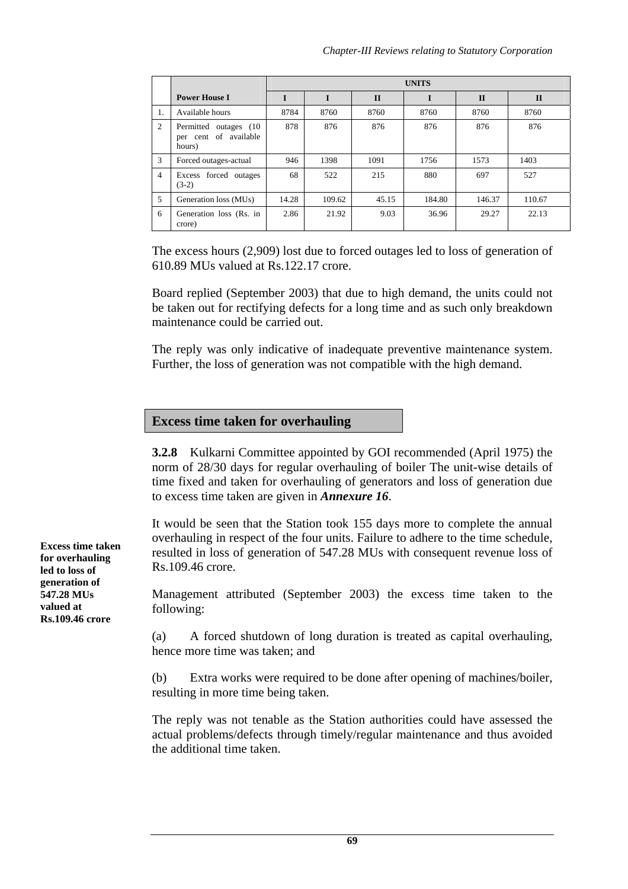| | Power House I | UNITS | | | | | |
|---|---|---|---|---|---|---|---|
| | | I | I | II | I | II | II |
| 1. | Available hours | 8784 | 8760 | 8760 | 8760 | 8760 | 8760 |
| 2 | Permitted outages (10 per cent of available hours) | 878 | 876 | 876 | 876 | 876 | 876 |
| 3 | Forced outages-actual | 946 | 1398 | 1091 | 1756 | 1573 | 1403 |
| 4 | Excess forced outages (3-2) | 68 | 522 | 215 | 880 | 697 | 527 |
| 5 | Generation loss (MUs) | 14.28 | 109.62 | 45.15 | 184.80 | 146.37 | 110.67 |
| 6 | Generation loss (Rs. in crore) | 2.86 | 21.92 | 9.03 | 36.96 | 29.27 | 22.13 |

The excess hours (2,909) lost due to forced outages led to loss of generation of 610.89 MUs valued at Rs.122.17 crore.

Board replied (September 2003) that due to high demand, the units could not be taken out for rectifying defects for a long time and as such only breakdown maintenance could be carried out.

The reply was only indicative of inadequate preventive maintenance system. Further, the loss of generation was not compatible with the high demand.

## Excess time taken for overhauling

**3.2.8** Kulkarni Committee appointed by GOI recommended (April 1975) the norm of 28/30 days for regular overhauling of boiler The unit-wise details of time fixed and taken for overhauling of generators and loss of generation due to excess time taken are given in ***Annexure 16***.

**Excess time taken for overhauling led to loss of generation of 547.28 MUs valued at Rs.109.46 crore**

It would be seen that the Station took 155 days more to complete the annual overhauling in respect of the four units. Failure to adhere to the time schedule, resulted in loss of generation of 547.28 MUs with consequent revenue loss of Rs.109.46 crore.

Management attributed (September 2003) the excess time taken to the following:

(a) A forced shutdown of long duration is treated as capital overhauling, hence more time was taken; and

(b) Extra works were required to be done after opening of machines/boiler, resulting in more time being taken.

The reply was not tenable as the Station authorities could have assessed the actual problems/defects through timely/regular maintenance and thus avoided the additional time taken.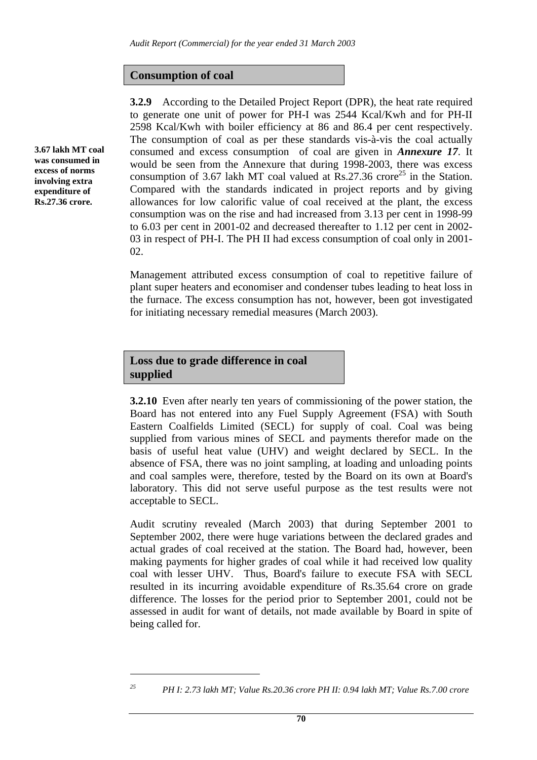## Consumption of coal

**3.67 lakh MT coal was consumed in excess of norms involving extra expenditure of Rs.27.36 crore.**

**3.2.9** According to the Detailed Project Report (DPR), the heat rate required to generate one unit of power for PH-I was 2544 Kcal/Kwh and for PH-II 2598 Kcal/Kwh with boiler efficiency at 86 and 86.4 per cent respectively. The consumption of coal as per these standards vis-à-vis the coal actually consumed and excess consumption of coal are given in ***Annexure 17***. It would be seen from the Annexure that during 1998-2003, there was excess consumption of 3.67 lakh MT coal valued at Rs.27.36 crore[25] in the Station. Compared with the standards indicated in project reports and by giving allowances for low calorific value of coal received at the plant, the excess consumption was on the rise and had increased from 3.13 per cent in 1998-99 to 6.03 per cent in 2001-02 and decreased thereafter to 1.12 per cent in 2002-03 in respect of PH-I. The PH II had excess consumption of coal only in 2001-02.

Management attributed excess consumption of coal to repetitive failure of plant super heaters and economiser and condenser tubes leading to heat loss in the furnace. The excess consumption has not, however, been got investigated for initiating necessary remedial measures (March 2003).

## Loss due to grade difference in coal supplied

**3.2.10** Even after nearly ten years of commissioning of the power station, the Board has not entered into any Fuel Supply Agreement (FSA) with South Eastern Coalfields Limited (SECL) for supply of coal. Coal was being supplied from various mines of SECL and payments therefor made on the basis of useful heat value (UHV) and weight declared by SECL. In the absence of FSA, there was no joint sampling, at loading and unloading points and coal samples were, therefore, tested by the Board on its own at Board's laboratory. This did not serve useful purpose as the test results were not acceptable to SECL.

Audit scrutiny revealed (March 2003) that during September 2001 to September 2002, there were huge variations between the declared grades and actual grades of coal received at the station. The Board had, however, been making payments for higher grades of coal while it had received low quality coal with lesser UHV. Thus, Board's failure to execute FSA with SECL resulted in its incurring avoidable expenditure of Rs.35.64 crore on grade difference. The losses for the period prior to September 2001, could not be assessed in audit for want of details, not made available by Board in spite of being called for.

---

[25] *PH I: 2.73 lakh MT; Value Rs.20.36 crore PH II: 0.94 lakh MT; Value Rs.7.00 crore*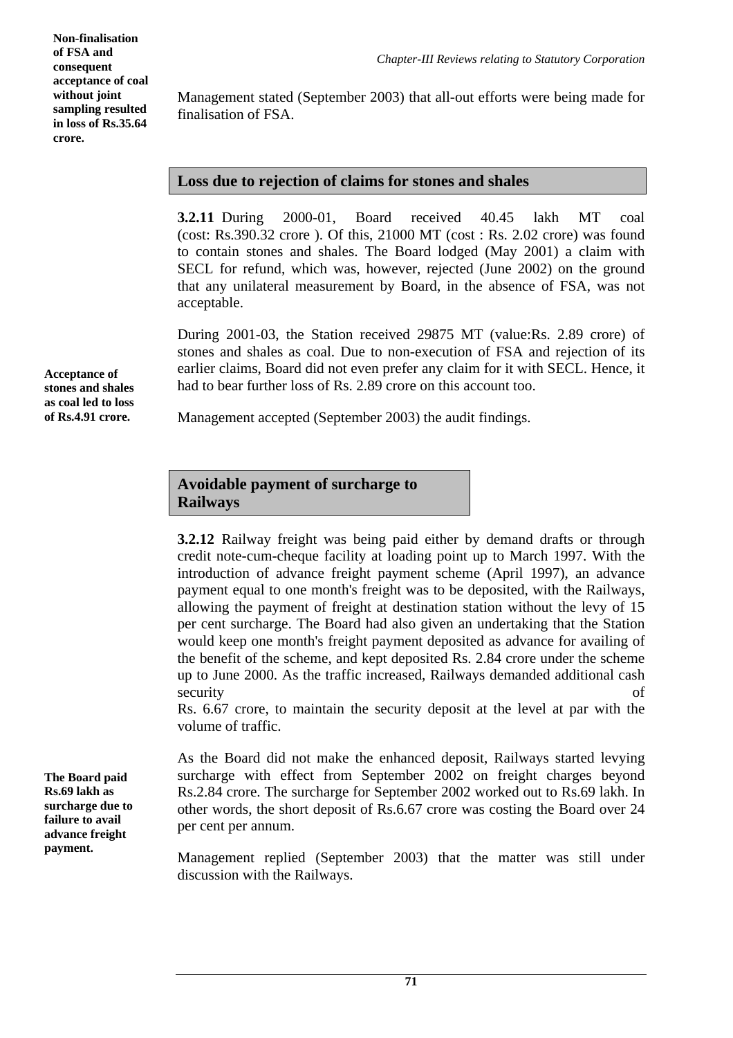**Non-finalisation of FSA and consequent acceptance of coal without joint sampling resulted in loss of Rs.35.64 crore.**

Management stated (September 2003) that all-out efforts were being made for finalisation of FSA.

## Loss due to rejection of claims for stones and shales

**3.2.11** During 2000-01, Board received 40.45 lakh MT coal (cost: Rs.390.32 crore ). Of this, 21000 MT (cost : Rs. 2.02 crore) was found to contain stones and shales. The Board lodged (May 2001) a claim with SECL for refund, which was, however, rejected (June 2002) on the ground that any unilateral measurement by Board, in the absence of FSA, was not acceptable.

**Acceptance of stones and shales as coal led to loss of Rs.4.91 crore.**

During 2001-03, the Station received 29875 MT (value:Rs. 2.89 crore) of stones and shales as coal. Due to non-execution of FSA and rejection of its earlier claims, Board did not even prefer any claim for it with SECL. Hence, it had to bear further loss of Rs. 2.89 crore on this account too.

Management accepted (September 2003) the audit findings.

## Avoidable payment of surcharge to Railways

**3.2.12** Railway freight was being paid either by demand drafts or through credit note-cum-cheque facility at loading point up to March 1997. With the introduction of advance freight payment scheme (April 1997), an advance payment equal to one month's freight was to be deposited, with the Railways, allowing the payment of freight at destination station without the levy of 15 per cent surcharge. The Board had also given an undertaking that the Station would keep one month's freight payment deposited as advance for availing of the benefit of the scheme, and kept deposited Rs. 2.84 crore under the scheme up to June 2000. As the traffic increased, Railways demanded additional cash security of Rs. 6.67 crore, to maintain the security deposit at the level at par with the volume of traffic.

**The Board paid Rs.69 lakh as surcharge due to failure to avail advance freight payment.**

As the Board did not make the enhanced deposit, Railways started levying surcharge with effect from September 2002 on freight charges beyond Rs.2.84 crore. The surcharge for September 2002 worked out to Rs.69 lakh. In other words, the short deposit of Rs.6.67 crore was costing the Board over 24 per cent per annum.

Management replied (September 2003) that the matter was still under discussion with the Railways.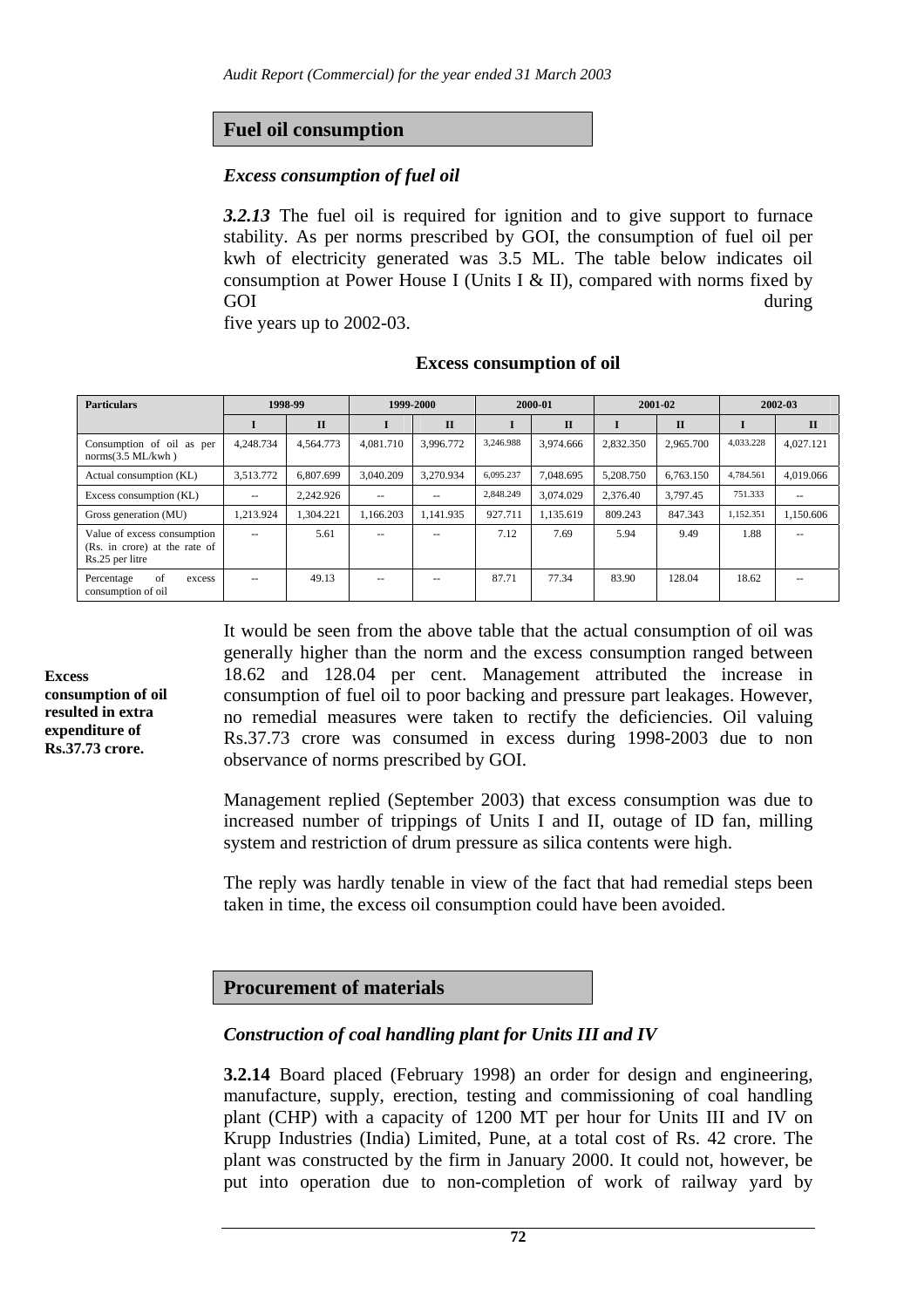## Fuel oil consumption

### *Excess consumption of fuel oil*

***3.2.13*** The fuel oil is required for ignition and to give support to furnace stability. As per norms prescribed by GOI, the consumption of fuel oil per kwh of electricity generated was 3.5 ML. The table below indicates oil consumption at Power House I (Units I & II), compared with norms fixed by GOI during five years up to 2002-03.

**Excess consumption of oil**

| Particulars | 1998-99 | | 1999-2000 | | 2000-01 | | 2001-02 | | 2002-03 | |
|---|---|---|---|---|---|---|---|---|---|---|
| | I | II | I | II | I | II | I | II | I | II |
| Consumption of oil as per norms(3.5 ML/kwh ) | 4,248.734 | 4,564.773 | 4,081.710 | 3,996.772 | 3,246.988 | 3,974.666 | 2,832.350 | 2,965.700 | 4,033.228 | 4,027.121 |
| Actual consumption (KL) | 3,513.772 | 6,807.699 | 3,040.209 | 3,270.934 | 6,095.237 | 7,048.695 | 5,208.750 | 6,763.150 | 4,784.561 | 4,019.066 |
| Excess consumption (KL) | -- | 2,242.926 | -- | -- | 2,848.249 | 3,074.029 | 2,376.40 | 3,797.45 | 751.333 | -- |
| Gross generation (MU) | 1,213.924 | 1,304.221 | 1,166.203 | 1,141.935 | 927.711 | 1,135.619 | 809.243 | 847.343 | 1,152.351 | 1,150.606 |
| Value of excess consumption (Rs. in crore) at the rate of Rs.25 per litre | -- | 5.61 | -- | -- | 7.12 | 7.69 | 5.94 | 9.49 | 1.88 | -- |
| Percentage of excess consumption of oil | -- | 49.13 | -- | -- | 87.71 | 77.34 | 83.90 | 128.04 | 18.62 | -- |

**Excess consumption of oil resulted in extra expenditure of Rs.37.73 crore.**

It would be seen from the above table that the actual consumption of oil was generally higher than the norm and the excess consumption ranged between 18.62 and 128.04 per cent. Management attributed the increase in consumption of fuel oil to poor backing and pressure part leakages. However, no remedial measures were taken to rectify the deficiencies. Oil valuing Rs.37.73 crore was consumed in excess during 1998-2003 due to non observance of norms prescribed by GOI.

Management replied (September 2003) that excess consumption was due to increased number of trippings of Units I and II, outage of ID fan, milling system and restriction of drum pressure as silica contents were high.

The reply was hardly tenable in view of the fact that had remedial steps been taken in time, the excess oil consumption could have been avoided.

## Procurement of materials

### *Construction of coal handling plant for Units III and IV*

**3.2.14** Board placed (February 1998) an order for design and engineering, manufacture, supply, erection, testing and commissioning of coal handling plant (CHP) with a capacity of 1200 MT per hour for Units III and IV on Krupp Industries (India) Limited, Pune, at a total cost of Rs. 42 crore. The plant was constructed by the firm in January 2000. It could not, however, be put into operation due to non-completion of work of railway yard by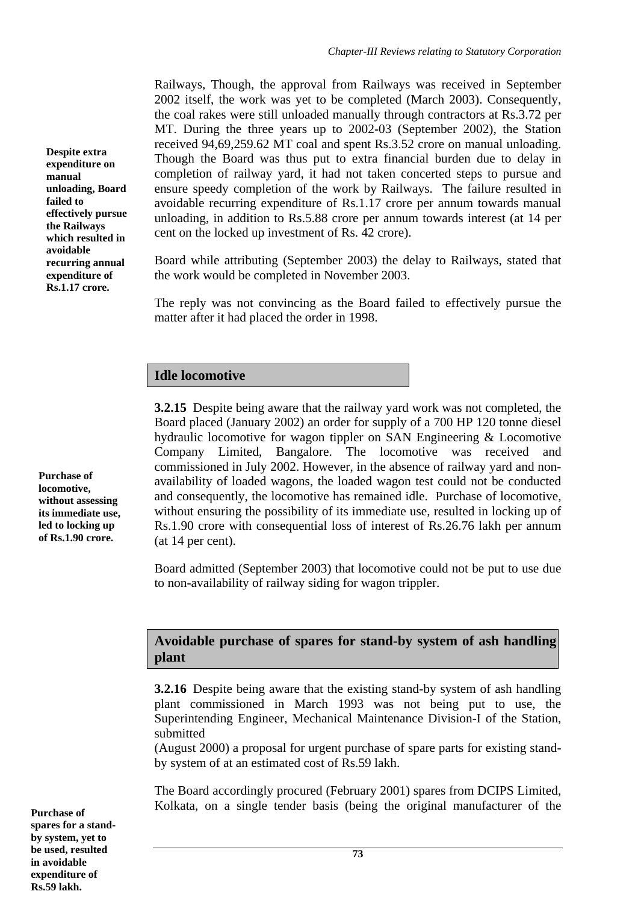Railways, Though, the approval from Railways was received in September 2002 itself, the work was yet to be completed (March 2003). Consequently, the coal rakes were still unloaded manually through contractors at Rs.3.72 per MT. During the three years up to 2002-03 (September 2002), the Station received 94,69,259.62 MT coal and spent Rs.3.52 crore on manual unloading. Though the Board was thus put to extra financial burden due to delay in completion of railway yard, it had not taken concerted steps to pursue and ensure speedy completion of the work by Railways. The failure resulted in avoidable recurring expenditure of Rs.1.17 crore per annum towards manual unloading, in addition to Rs.5.88 crore per annum towards interest (at 14 per cent on the locked up investment of Rs. 42 crore).

**Despite extra expenditure on manual unloading, Board failed to effectively pursue the Railways which resulted in avoidable recurring annual expenditure of Rs.1.17 crore.**

Board while attributing (September 2003) the delay to Railways, stated that the work would be completed in November 2003.

The reply was not convincing as the Board failed to effectively pursue the matter after it had placed the order in 1998.

## Idle locomotive

**3.2.15** Despite being aware that the railway yard work was not completed, the Board placed (January 2002) an order for supply of a 700 HP 120 tonne diesel hydraulic locomotive for wagon tippler on SAN Engineering & Locomotive Company Limited, Bangalore. The locomotive was received and commissioned in July 2002. However, in the absence of railway yard and non-availability of loaded wagons, the loaded wagon test could not be conducted and consequently, the locomotive has remained idle. Purchase of locomotive, without ensuring the possibility of its immediate use, resulted in locking up of Rs.1.90 crore with consequential loss of interest of Rs.26.76 lakh per annum (at 14 per cent).

**Purchase of locomotive, without assessing its immediate use, led to locking up of Rs.1.90 crore.**

Board admitted (September 2003) that locomotive could not be put to use due to non-availability of railway siding for wagon trippler.

## Avoidable purchase of spares for stand-by system of ash handling plant

**3.2.16** Despite being aware that the existing stand-by system of ash handling plant commissioned in March 1993 was not being put to use, the Superintending Engineer, Mechanical Maintenance Division-I of the Station, submitted
(August 2000) a proposal for urgent purchase of spare parts for existing stand-by system of at an estimated cost of Rs.59 lakh.

The Board accordingly procured (February 2001) spares from DCIPS Limited, Kolkata, on a single tender basis (being the original manufacturer of the

**Purchase of spares for a stand-by system, yet to be used, resulted in avoidable expenditure of Rs.59 lakh.**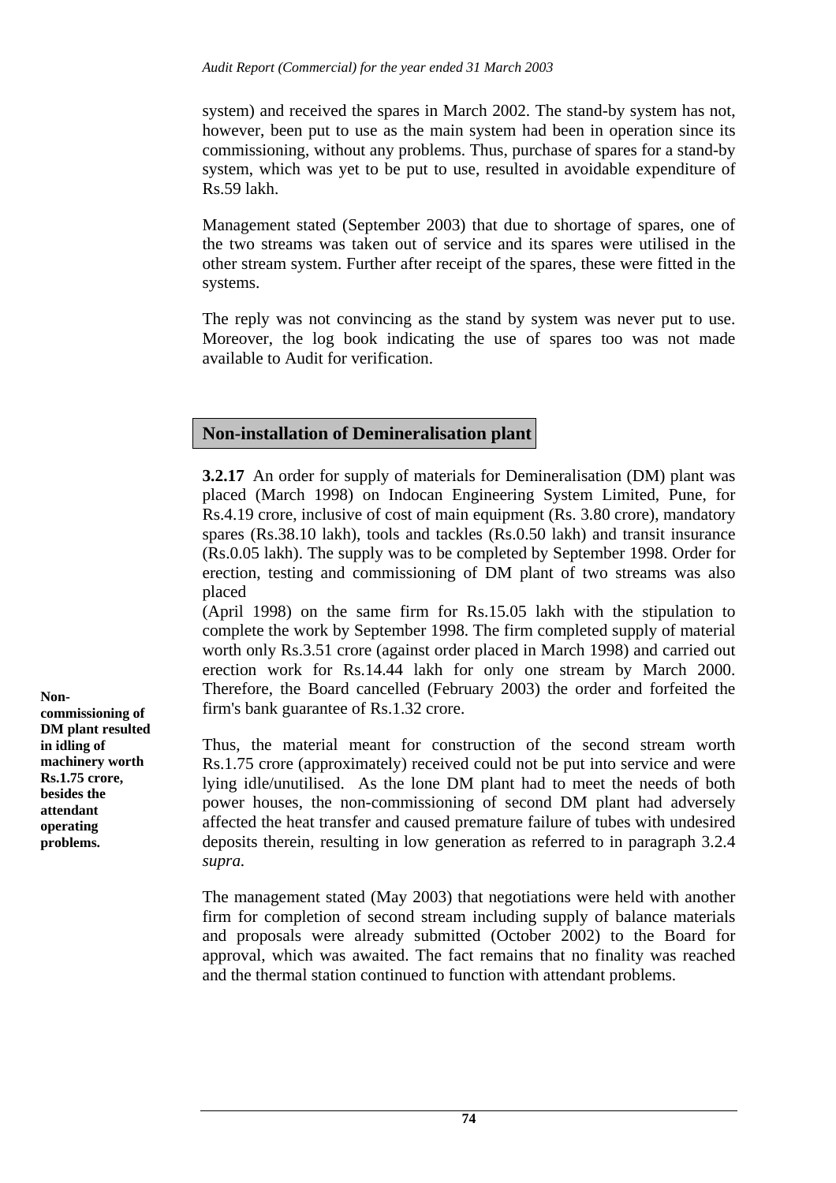system) and received the spares in March 2002. The stand-by system has not, however, been put to use as the main system had been in operation since its commissioning, without any problems. Thus, purchase of spares for a stand-by system, which was yet to be put to use, resulted in avoidable expenditure of Rs.59 lakh.

Management stated (September 2003) that due to shortage of spares, one of the two streams was taken out of service and its spares were utilised in the other stream system. Further after receipt of the spares, these were fitted in the systems.

The reply was not convincing as the stand by system was never put to use. Moreover, the log book indicating the use of spares too was not made available to Audit for verification.

## Non-installation of Demineralisation plant

**3.2.17** An order for supply of materials for Demineralisation (DM) plant was placed (March 1998) on Indocan Engineering System Limited, Pune, for Rs.4.19 crore, inclusive of cost of main equipment (Rs. 3.80 crore), mandatory spares (Rs.38.10 lakh), tools and tackles (Rs.0.50 lakh) and transit insurance (Rs.0.05 lakh). The supply was to be completed by September 1998. Order for erection, testing and commissioning of DM plant of two streams was also placed (April 1998) on the same firm for Rs.15.05 lakh with the stipulation to complete the work by September 1998. The firm completed supply of material worth only Rs.3.51 crore (against order placed in March 1998) and carried out erection work for Rs.14.44 lakh for only one stream by March 2000. Therefore, the Board cancelled (February 2003) the order and forfeited the firm's bank guarantee of Rs.1.32 crore.

**Non-commissioning of DM plant resulted in idling of machinery worth Rs.1.75 crore, besides the attendant operating problems.**

Thus, the material meant for construction of the second stream worth Rs.1.75 crore (approximately) received could not be put into service and were lying idle/unutilised. As the lone DM plant had to meet the needs of both power houses, the non-commissioning of second DM plant had adversely affected the heat transfer and caused premature failure of tubes with undesired deposits therein, resulting in low generation as referred to in paragraph 3.2.4 *supra.*

The management stated (May 2003) that negotiations were held with another firm for completion of second stream including supply of balance materials and proposals were already submitted (October 2002) to the Board for approval, which was awaited. The fact remains that no finality was reached and the thermal station continued to function with attendant problems.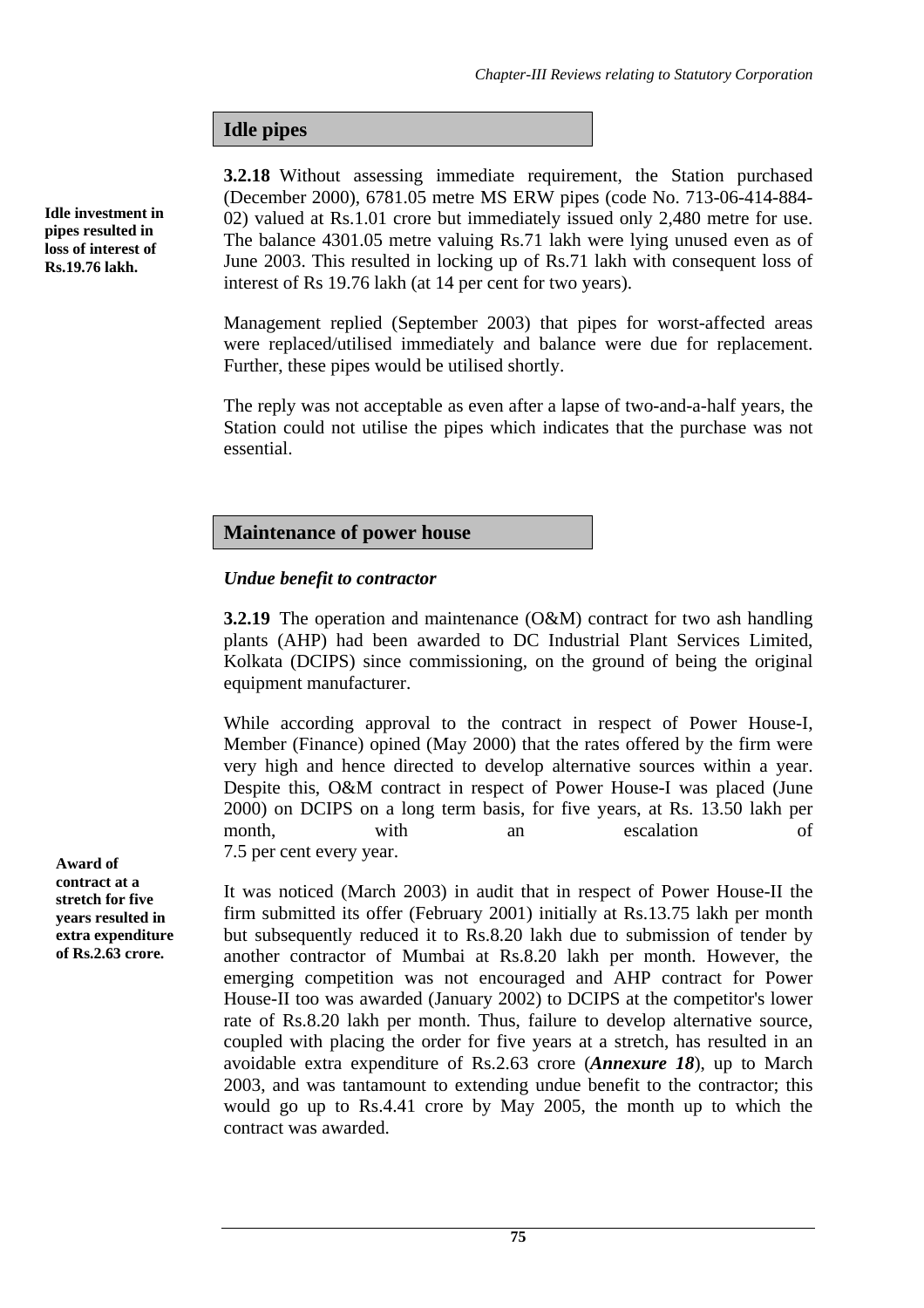## Idle pipes

**Idle investment in pipes resulted in loss of interest of Rs.19.76 lakh.**

**3.2.18** Without assessing immediate requirement, the Station purchased (December 2000), 6781.05 metre MS ERW pipes (code No. 713-06-414-884-02) valued at Rs.1.01 crore but immediately issued only 2,480 metre for use. The balance 4301.05 metre valuing Rs.71 lakh were lying unused even as of June 2003. This resulted in locking up of Rs.71 lakh with consequent loss of interest of Rs 19.76 lakh (at 14 per cent for two years).

Management replied (September 2003) that pipes for worst-affected areas were replaced/utilised immediately and balance were due for replacement. Further, these pipes would be utilised shortly.

The reply was not acceptable as even after a lapse of two-and-a-half years, the Station could not utilise the pipes which indicates that the purchase was not essential.

## Maintenance of power house

### *Undue benefit to contractor*

**3.2.19** The operation and maintenance (O&M) contract for two ash handling plants (AHP) had been awarded to DC Industrial Plant Services Limited, Kolkata (DCIPS) since commissioning, on the ground of being the original equipment manufacturer.

While according approval to the contract in respect of Power House-I, Member (Finance) opined (May 2000) that the rates offered by the firm were very high and hence directed to develop alternative sources within a year. Despite this, O&M contract in respect of Power House-I was placed (June 2000) on DCIPS on a long term basis, for five years, at Rs. 13.50 lakh per month, with an escalation of 7.5 per cent every year.

**Award of contract at a stretch for five years resulted in extra expenditure of Rs.2.63 crore.**

It was noticed (March 2003) in audit that in respect of Power House-II the firm submitted its offer (February 2001) initially at Rs.13.75 lakh per month but subsequently reduced it to Rs.8.20 lakh due to submission of tender by another contractor of Mumbai at Rs.8.20 lakh per month. However, the emerging competition was not encouraged and AHP contract for Power House-II too was awarded (January 2002) to DCIPS at the competitor's lower rate of Rs.8.20 lakh per month. Thus, failure to develop alternative source, coupled with placing the order for five years at a stretch, has resulted in an avoidable extra expenditure of Rs.2.63 crore (***Annexure 18***), up to March 2003, and was tantamount to extending undue benefit to the contractor; this would go up to Rs.4.41 crore by May 2005, the month up to which the contract was awarded.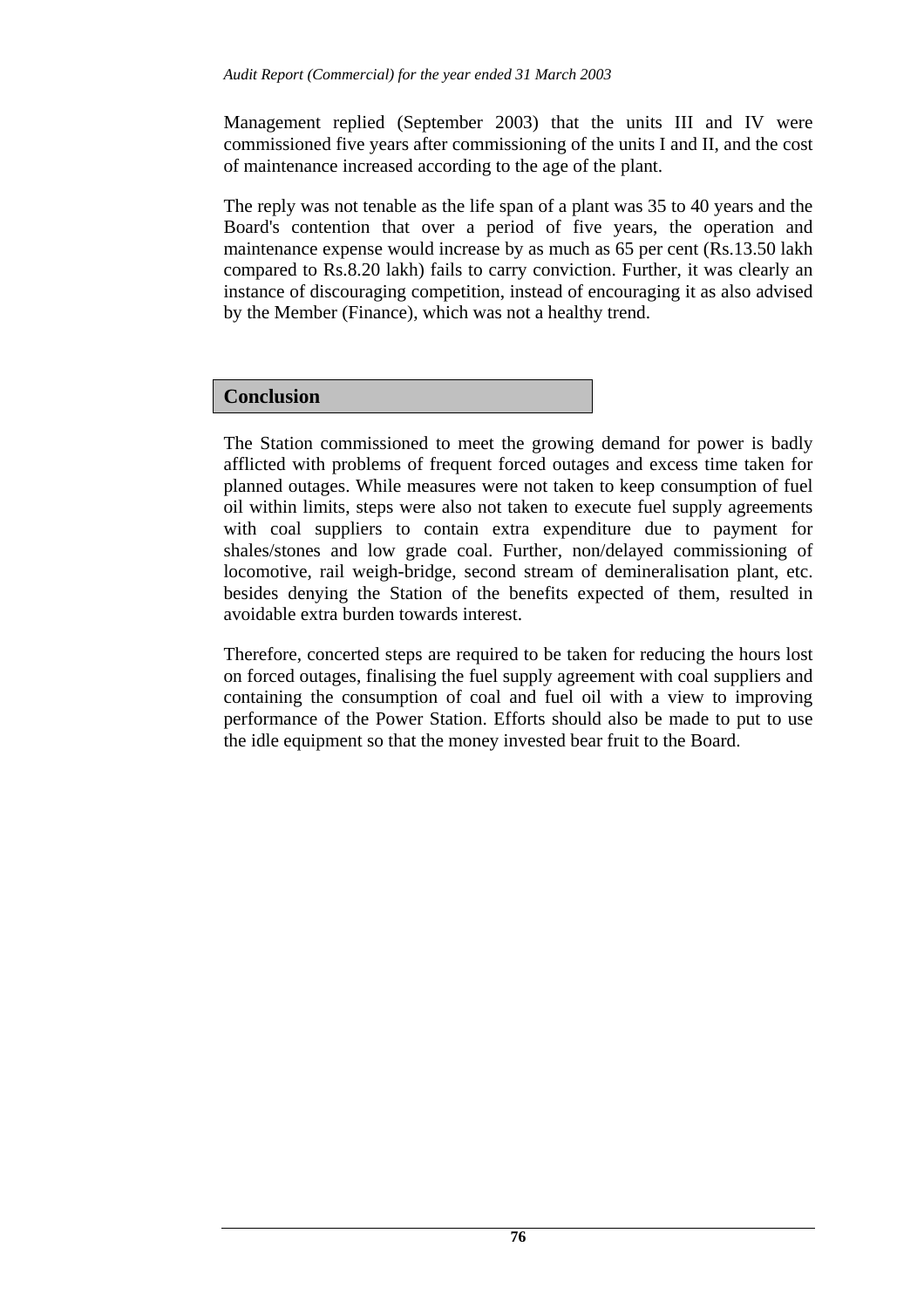Management replied (September 2003) that the units III and IV were commissioned five years after commissioning of the units I and II, and the cost of maintenance increased according to the age of the plant.

The reply was not tenable as the life span of a plant was 35 to 40 years and the Board's contention that over a period of five years, the operation and maintenance expense would increase by as much as 65 per cent (Rs.13.50 lakh compared to Rs.8.20 lakh) fails to carry conviction. Further, it was clearly an instance of discouraging competition, instead of encouraging it as also advised by the Member (Finance), which was not a healthy trend.

## Conclusion

The Station commissioned to meet the growing demand for power is badly afflicted with problems of frequent forced outages and excess time taken for planned outages. While measures were not taken to keep consumption of fuel oil within limits, steps were also not taken to execute fuel supply agreements with coal suppliers to contain extra expenditure due to payment for shales/stones and low grade coal. Further, non/delayed commissioning of locomotive, rail weigh-bridge, second stream of demineralisation plant, etc. besides denying the Station of the benefits expected of them, resulted in avoidable extra burden towards interest.

Therefore, concerted steps are required to be taken for reducing the hours lost on forced outages, finalising the fuel supply agreement with coal suppliers and containing the consumption of coal and fuel oil with a view to improving performance of the Power Station. Efforts should also be made to put to use the idle equipment so that the money invested bear fruit to the Board.